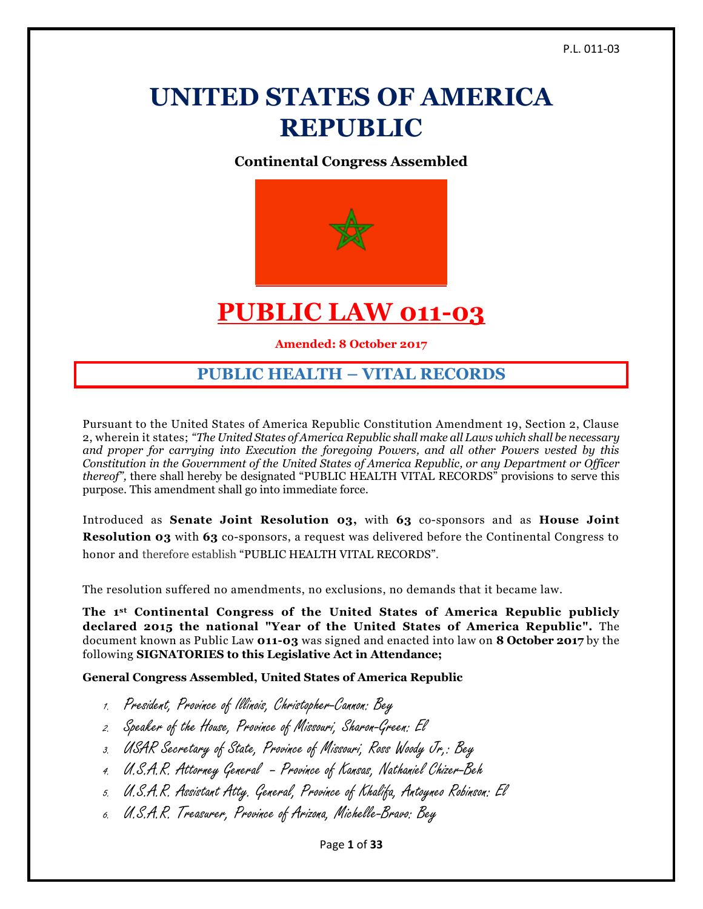# UNITED STATES OF AMERICA REPUBLIC

**Continental Congress Assembled**

# PUBLIC LAW 011-03

**Amended: 8 October 2017**

## PUBLIC HEALTH – VITAL RECORDS

Pursuant to the United States of America Republic Constitution Amendment 19, Section 2, Clause 2, wherein it states; *"The United States of America Republic shall make all Laws which shall be necessary and proper for carrying into Execution the foregoing Powers, and all other Powers vested by this Constitution in the Government of the United States of America Republic, or any Department or Officer thereof"*, there shall hereby be designated "PUBLIC HEALTH VITAL RECORDS" provisions to serve this purpose. This amendment shall go into immediate force.

Introduced as **Senate Joint Resolution 03,** with **63** co-sponsors and as **House Joint Resolution 03** with **63** co-sponsors, a request was delivered before the Continental Congress to honor and therefore establish "PUBLIC HEALTH VITAL RECORDS".

The resolution suffered no amendments, no exclusions, no demands that it became law.

**The 1st Continental Congress of the United States of America Republic publicly declared 2015 the national "Year of the United States of America Republic".** The document known as Public Law **011-03** was signed and enacted into law on **8 October 2017** by the following **SIGNATORIES to this Legislative Act in Attendance;**

**General Congress Assembled, United States of America Republic**

1. *President, Province of Illinois, Christopher-Cannon: Bey*
2. *Speaker of the House, Province of Missouri, Sharon-Green: El*
3. *USAR Secretary of State, Province of Missouri, Ross Woody Jr.: Bey*
4. *U.S.A.R. Attorney General – Province of Kansas, Nathaniel Chizer-Beh*
5. *U.S.A.R. Assistant Atty. General, Province of Khalifa, Antoyneo Robinson: El*
6. *U.S.A.R. Treasurer, Province of Arizona, Michelle-Bravo: Bey*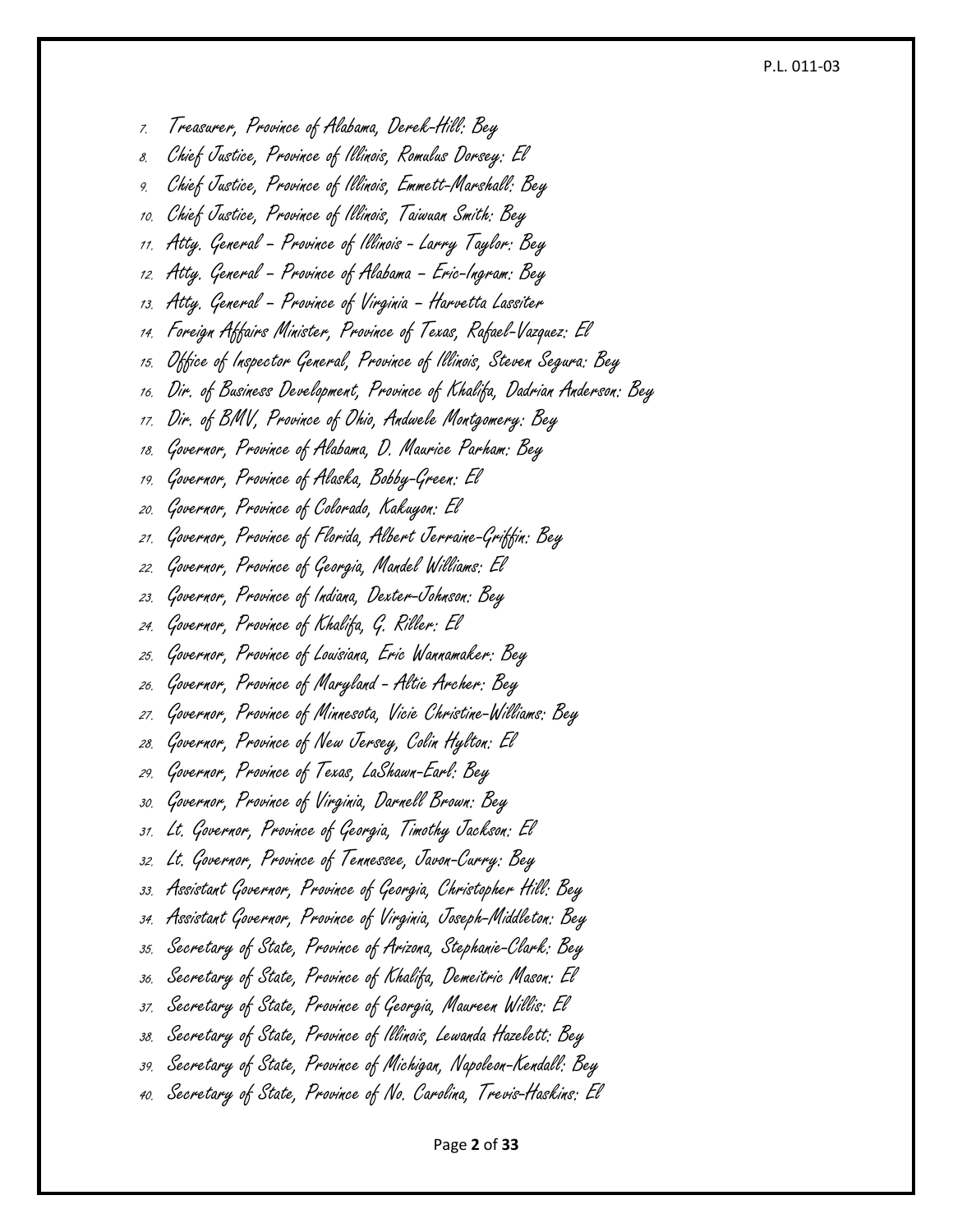7. Treasurer, Province of Alabama, Derek-Hill: Bey
8. Chief Justice, Province of Illinois, Romulus Dorsey: El
9. Chief Justice, Province of Illinois, Emmett-Marshall: Bey
10. Chief Justice, Province of Illinois, Taiwuan Smith: Bey
11. Atty. General – Province of Illinois - Larry Taylor: Bey
12. Atty. General – Province of Alabama – Eric-Ingram: Bey
13. Atty. General – Province of Virginia – Harvetta Lassiter
14. Foreign Affairs Minister, Province of Texas, Rafael-Vazquez: El
15. Office of Inspector General, Province of Illinois, Steven Segura: Bey
16. Dir. of Business Development, Province of Khalifa, Dadrian Anderson: Bey
17. Dir. of BMV, Province of Ohio, Andwele Montgomery: Bey
18. Governor, Province of Alabama, D. Maurice Parham: Bey
19. Governor, Province of Alaska, Bobby-Green: El
20. Governor, Province of Colorado, Kakuyon: El
21. Governor, Province of Florida, Albert Jerraine-Griffin: Bey
22. Governor, Province of Georgia, Mandel Williams: El
23. Governor, Province of Indiana, Dexter-Johnson: Bey
24. Governor, Province of Khalifa, G. Riller.: El
25. Governor, Province of Louisiana, Eric Wannamaker: Bey
26. Governor, Province of Maryland - Altie Archer: Bey
27. Governor, Province of Minnesota, Vicie Christine-Williams: Bey
28. Governor, Province of New Jersey, Colin Hylton: El
29. Governor, Province of Texas, LaShawn-Earl: Bey
30. Governor, Province of Virginia, Darnell Brown: Bey
31. Lt. Governor, Province of Georgia, Timothy Jackson: El
32. Lt. Governor, Province of Tennessee, Javon-Curry: Bey
33. Assistant Governor, Province of Georgia, Christopher Hill: Bey
34. Assistant Governor, Province of Virginia, Joseph-Middleton: Bey
35. Secretary of State, Province of Arizona, Stephanie-Clark: Bey
36. Secretary of State, Province of Khalifa, Demeitric Mason: El
37. Secretary of State, Province of Georgia, Maureen Willis: El
38. Secretary of State, Province of Illinois, Lewanda Hazelett: Bey
39. Secretary of State, Province of Michigan, Napoleon-Kendall: Bey
40. Secretary of State, Province of No. Carolina, Trevis-Haskins: El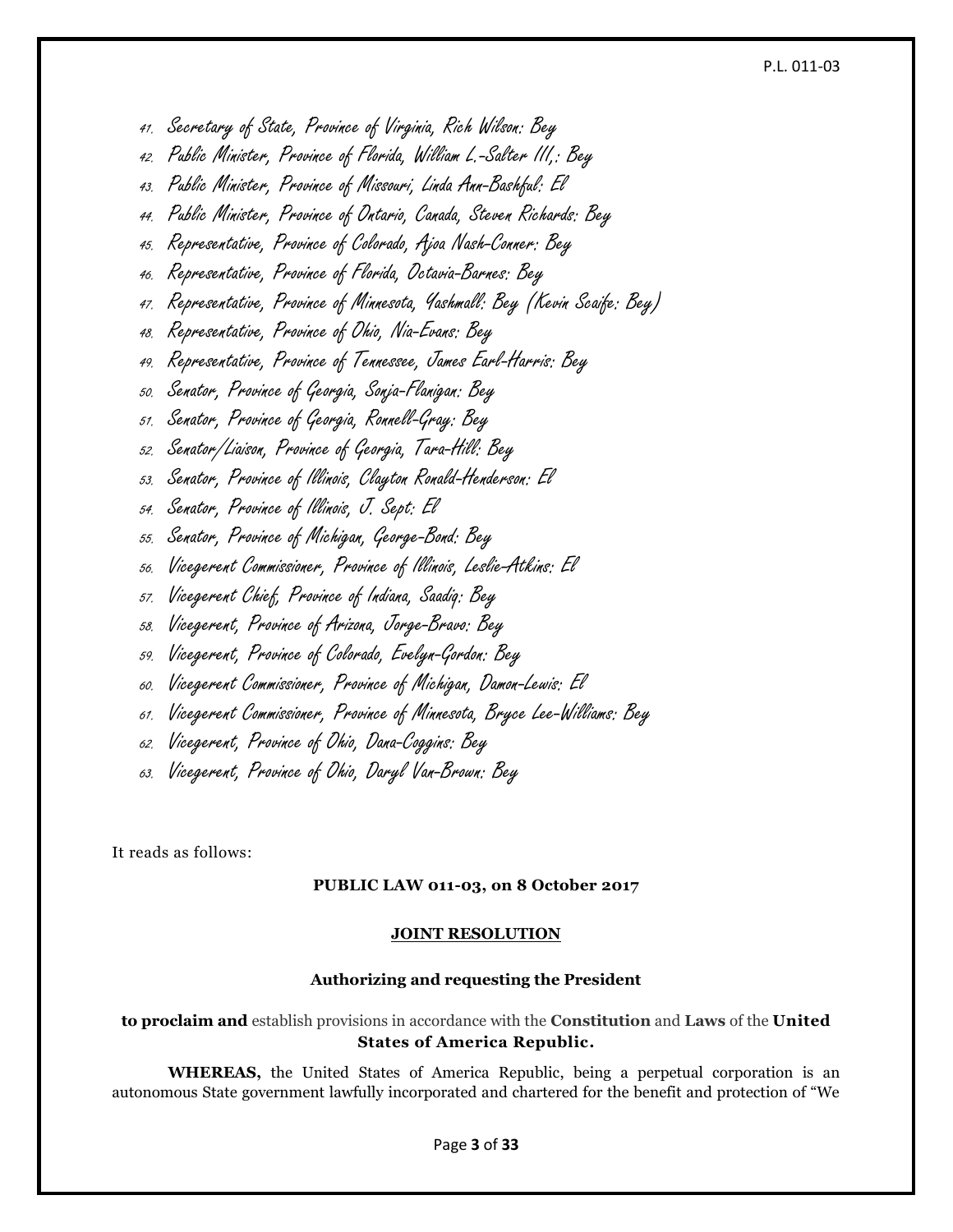41. Secretary of State, Province of Virginia, Rich Wilson: Bey
42. Public Minister, Province of Florida, William L.-Salter III,: Bey
43. Public Minister, Province of Missouri, Linda Ann-Bashful: El
44. Public Minister, Province of Ontario, Canada, Steven Richards: Bey
45. Representative, Province of Colorado, Ajoa Nash-Conner: Bey
46. Representative, Province of Florida, Octavia-Barnes: Bey
47. Representative, Province of Minnesota, Yashmall: Bey (Kevin Scaife: Bey)
48. Representative, Province of Ohio, Nia-Evans: Bey
49. Representative, Province of Tennessee, James Earl-Harris: Bey
50. Senator, Province of Georgia, Sonja-Flanigan: Bey
51. Senator, Province of Georgia, Ronnell-Gray: Bey
52. Senator/Liaison, Province of Georgia, Tara-Hill: Bey
53. Senator, Province of Illinois, Clayton Ronald-Henderson: El
54. Senator, Province of Illinois, J. Sept: El
55. Senator, Province of Michigan, George-Bond: Bey
56. Vicegerent Commissioner, Province of Illinois, Leslie-Atkins: El
57. Vicegerent Chief, Province of Indiana, Saadiq: Bey
58. Vicegerent, Province of Arizona, Jorge-Bravo: Bey
59. Vicegerent, Province of Colorado, Evelyn-Gordon: Bey
60. Vicegerent Commissioner, Province of Michigan, Damon-Lewis: El
61. Vicegerent Commissioner, Province of Minnesota, Bryce Lee-Williams: Bey
62. Vicegerent, Province of Ohio, Dana-Coggins: Bey
63. Vicegerent, Province of Ohio, Daryl Van-Brown: Bey

It reads as follows:

**PUBLIC LAW 011-03, on 8 October 2017**

**JOINT RESOLUTION**

**Authorizing and requesting the President**

**to proclaim and** establish provisions in accordance with the **Constitution** and **Laws** of the **United States of America Republic.**

**WHEREAS,** the United States of America Republic, being a perpetual corporation is an autonomous State government lawfully incorporated and chartered for the benefit and protection of "We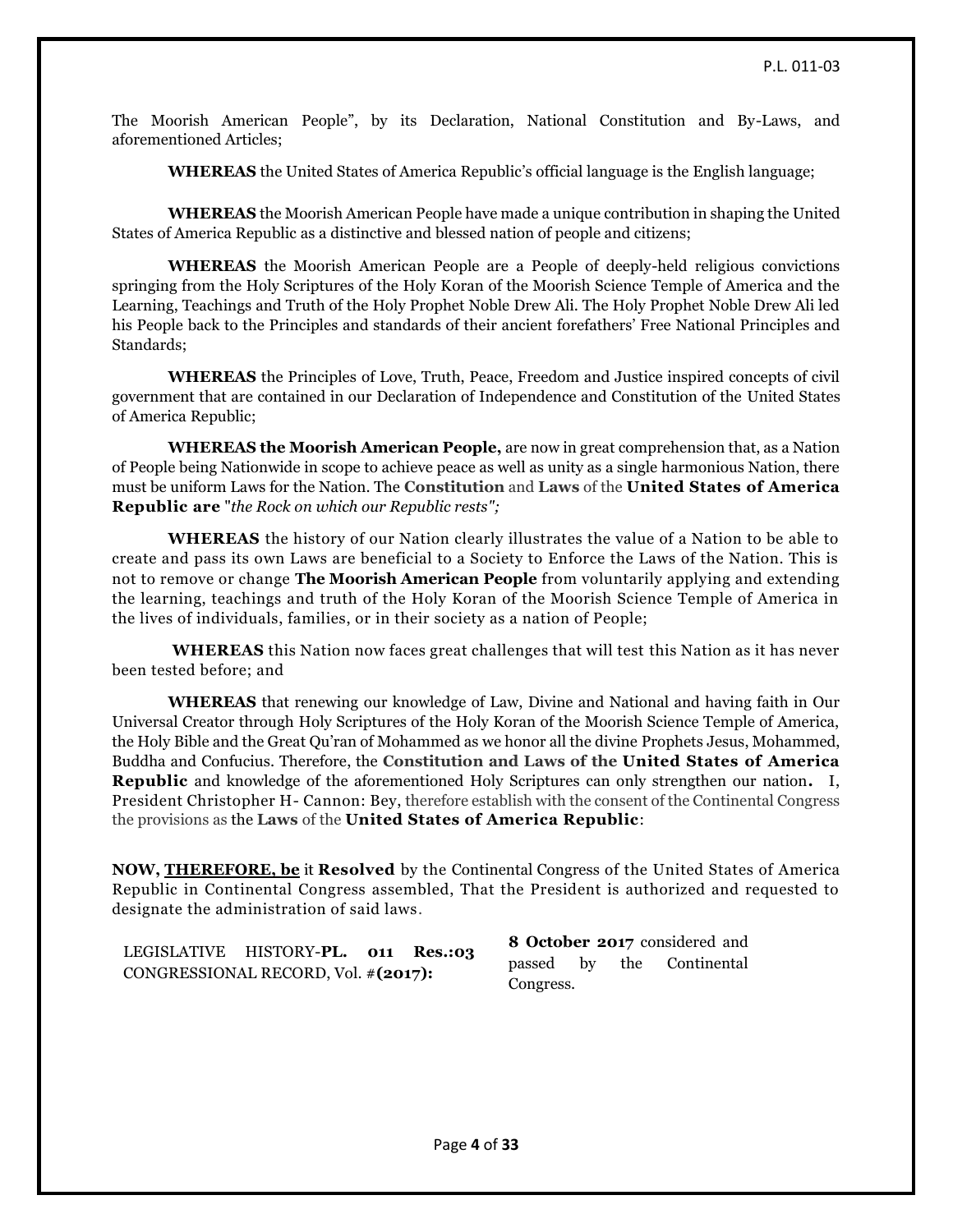The Moorish American People", by its Declaration, National Constitution and By-Laws, and aforementioned Articles;

**WHEREAS** the United States of America Republic's official language is the English language;

**WHEREAS** the Moorish American People have made a unique contribution in shaping the United States of America Republic as a distinctive and blessed nation of people and citizens;

**WHEREAS** the Moorish American People are a People of deeply-held religious convictions springing from the Holy Scriptures of the Holy Koran of the Moorish Science Temple of America and the Learning, Teachings and Truth of the Holy Prophet Noble Drew Ali. The Holy Prophet Noble Drew Ali led his People back to the Principles and standards of their ancient forefathers' Free National Principles and Standards;

**WHEREAS** the Principles of Love, Truth, Peace, Freedom and Justice inspired concepts of civil government that are contained in our Declaration of Independence and Constitution of the United States of America Republic;

**WHEREAS the Moorish American People,** are now in great comprehension that, as a Nation of People being Nationwide in scope to achieve peace as well as unity as a single harmonious Nation, there must be uniform Laws for the Nation. The **Constitution** and **Laws** of the **United States of America Republic are** "*the Rock on which our Republic rests";*

**WHEREAS** the history of our Nation clearly illustrates the value of a Nation to be able to create and pass its own Laws are beneficial to a Society to Enforce the Laws of the Nation. This is not to remove or change **The Moorish American People** from voluntarily applying and extending the learning, teachings and truth of the Holy Koran of the Moorish Science Temple of America in the lives of individuals, families, or in their society as a nation of People;

**WHEREAS** this Nation now faces great challenges that will test this Nation as it has never been tested before; and

**WHEREAS** that renewing our knowledge of Law, Divine and National and having faith in Our Universal Creator through Holy Scriptures of the Holy Koran of the Moorish Science Temple of America, the Holy Bible and the Great Qu'ran of Mohammed as we honor all the divine Prophets Jesus, Mohammed, Buddha and Confucius. Therefore, the **Constitution and Laws of the United States of America Republic** and knowledge of the aforementioned Holy Scriptures can only strengthen our nation**.** I, President Christopher H- Cannon: Bey, therefore establish with the consent of the Continental Congress the provisions as the **Laws** of the **United States of America Republic**:

**NOW, THEREFORE, be** it **Resolved** by the Continental Congress of the United States of America Republic in Continental Congress assembled, That the President is authorized and requested to designate the administration of said laws.

| LEGISLATIVE HISTORY-**PL. 011 Res.:03** CONGRESSIONAL RECORD, Vol. #**(2017):** | **8 October 2017** considered and passed by the Continental Congress. |
| --- | --- |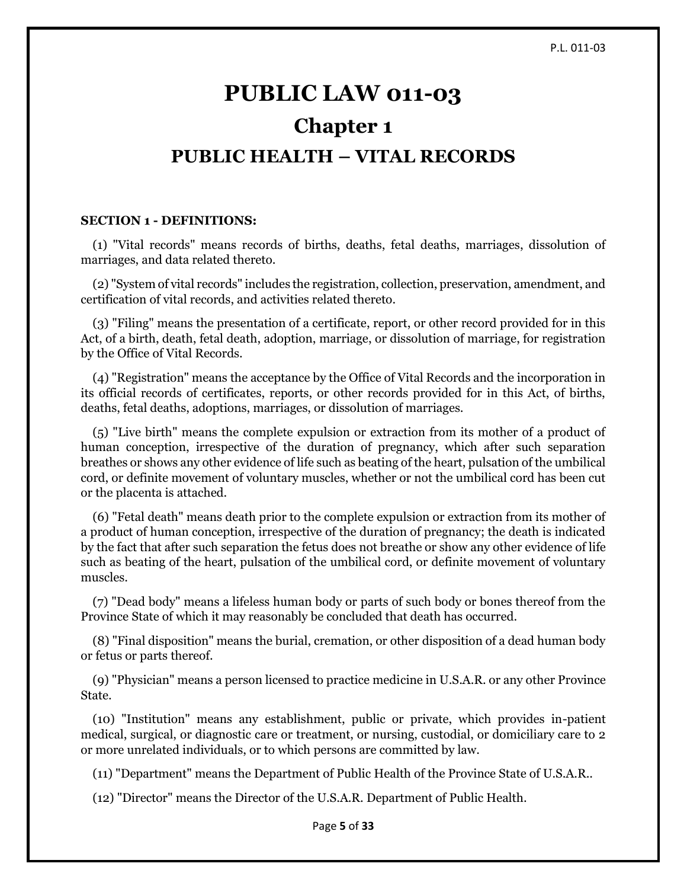# PUBLIC LAW 011-03

## Chapter 1

## PUBLIC HEALTH – VITAL RECORDS

**SECTION 1 - DEFINITIONS:**

(1) "Vital records" means records of births, deaths, fetal deaths, marriages, dissolution of marriages, and data related thereto.

(2) "System of vital records" includes the registration, collection, preservation, amendment, and certification of vital records, and activities related thereto.

(3) "Filing" means the presentation of a certificate, report, or other record provided for in this Act, of a birth, death, fetal death, adoption, marriage, or dissolution of marriage, for registration by the Office of Vital Records.

(4) "Registration" means the acceptance by the Office of Vital Records and the incorporation in its official records of certificates, reports, or other records provided for in this Act, of births, deaths, fetal deaths, adoptions, marriages, or dissolution of marriages.

(5) "Live birth" means the complete expulsion or extraction from its mother of a product of human conception, irrespective of the duration of pregnancy, which after such separation breathes or shows any other evidence of life such as beating of the heart, pulsation of the umbilical cord, or definite movement of voluntary muscles, whether or not the umbilical cord has been cut or the placenta is attached.

(6) "Fetal death" means death prior to the complete expulsion or extraction from its mother of a product of human conception, irrespective of the duration of pregnancy; the death is indicated by the fact that after such separation the fetus does not breathe or show any other evidence of life such as beating of the heart, pulsation of the umbilical cord, or definite movement of voluntary muscles.

(7) "Dead body" means a lifeless human body or parts of such body or bones thereof from the Province State of which it may reasonably be concluded that death has occurred.

(8) "Final disposition" means the burial, cremation, or other disposition of a dead human body or fetus or parts thereof.

(9) "Physician" means a person licensed to practice medicine in U.S.A.R. or any other Province State.

(10) "Institution" means any establishment, public or private, which provides in-patient medical, surgical, or diagnostic care or treatment, or nursing, custodial, or domiciliary care to 2 or more unrelated individuals, or to which persons are committed by law.

(11) "Department" means the Department of Public Health of the Province State of U.S.A.R..

(12) "Director" means the Director of the U.S.A.R. Department of Public Health.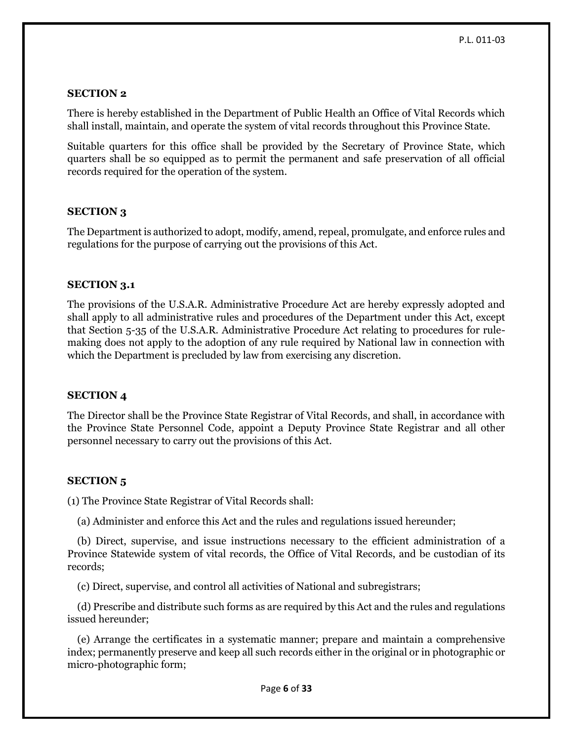### SECTION 2

There is hereby established in the Department of Public Health an Office of Vital Records which shall install, maintain, and operate the system of vital records throughout this Province State.

Suitable quarters for this office shall be provided by the Secretary of Province State, which quarters shall be so equipped as to permit the permanent and safe preservation of all official records required for the operation of the system.

### SECTION 3

The Department is authorized to adopt, modify, amend, repeal, promulgate, and enforce rules and regulations for the purpose of carrying out the provisions of this Act.

### SECTION 3.1

The provisions of the U.S.A.R. Administrative Procedure Act are hereby expressly adopted and shall apply to all administrative rules and procedures of the Department under this Act, except that Section 5-35 of the U.S.A.R. Administrative Procedure Act relating to procedures for rule-making does not apply to the adoption of any rule required by National law in connection with which the Department is precluded by law from exercising any discretion.

### SECTION 4

The Director shall be the Province State Registrar of Vital Records, and shall, in accordance with the Province State Personnel Code, appoint a Deputy Province State Registrar and all other personnel necessary to carry out the provisions of this Act.

### SECTION 5

(1) The Province State Registrar of Vital Records shall:

(a) Administer and enforce this Act and the rules and regulations issued hereunder;

(b) Direct, supervise, and issue instructions necessary to the efficient administration of a Province Statewide system of vital records, the Office of Vital Records, and be custodian of its records;

(c) Direct, supervise, and control all activities of National and subregistrars;

(d) Prescribe and distribute such forms as are required by this Act and the rules and regulations issued hereunder;

(e) Arrange the certificates in a systematic manner; prepare and maintain a comprehensive index; permanently preserve and keep all such records either in the original or in photographic or micro-photographic form;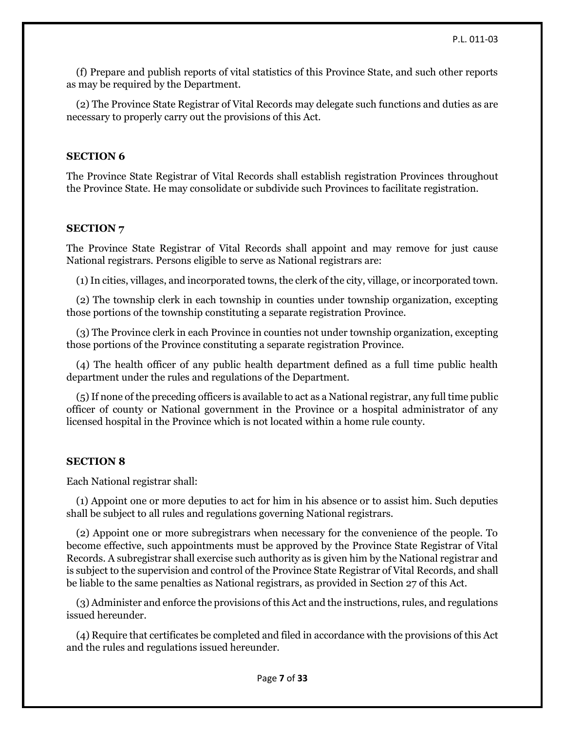(f) Prepare and publish reports of vital statistics of this Province State, and such other reports as may be required by the Department.

(2) The Province State Registrar of Vital Records may delegate such functions and duties as are necessary to properly carry out the provisions of this Act.

### SECTION 6

The Province State Registrar of Vital Records shall establish registration Provinces throughout the Province State. He may consolidate or subdivide such Provinces to facilitate registration.

### SECTION 7

The Province State Registrar of Vital Records shall appoint and may remove for just cause National registrars. Persons eligible to serve as National registrars are:

(1) In cities, villages, and incorporated towns, the clerk of the city, village, or incorporated town.

(2) The township clerk in each township in counties under township organization, excepting those portions of the township constituting a separate registration Province.

(3) The Province clerk in each Province in counties not under township organization, excepting those portions of the Province constituting a separate registration Province.

(4) The health officer of any public health department defined as a full time public health department under the rules and regulations of the Department.

(5) If none of the preceding officers is available to act as a National registrar, any full time public officer of county or National government in the Province or a hospital administrator of any licensed hospital in the Province which is not located within a home rule county.

### SECTION 8

Each National registrar shall:

(1) Appoint one or more deputies to act for him in his absence or to assist him. Such deputies shall be subject to all rules and regulations governing National registrars.

(2) Appoint one or more subregistrars when necessary for the convenience of the people. To become effective, such appointments must be approved by the Province State Registrar of Vital Records. A subregistrar shall exercise such authority as is given him by the National registrar and is subject to the supervision and control of the Province State Registrar of Vital Records, and shall be liable to the same penalties as National registrars, as provided in Section 27 of this Act.

(3) Administer and enforce the provisions of this Act and the instructions, rules, and regulations issued hereunder.

(4) Require that certificates be completed and filed in accordance with the provisions of this Act and the rules and regulations issued hereunder.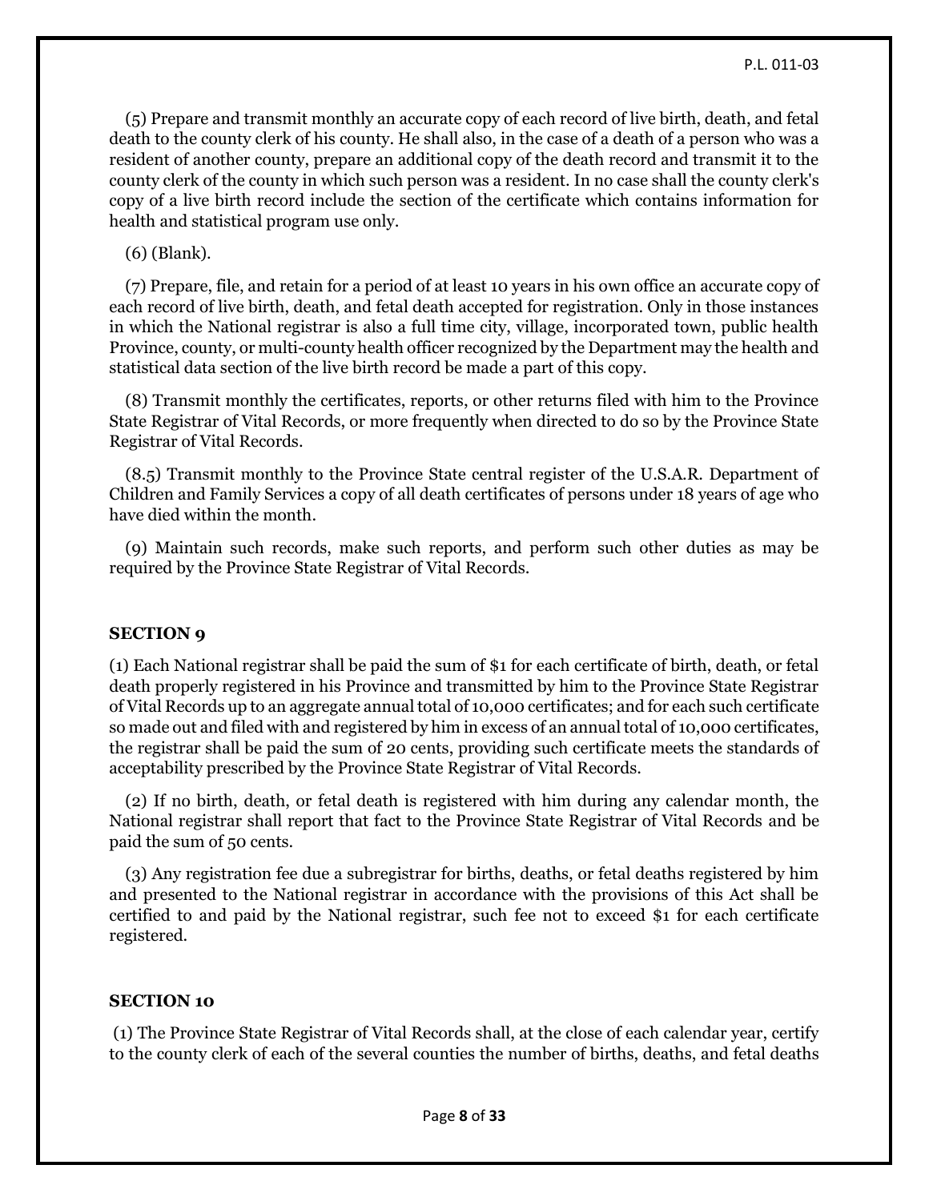(5) Prepare and transmit monthly an accurate copy of each record of live birth, death, and fetal death to the county clerk of his county. He shall also, in the case of a death of a person who was a resident of another county, prepare an additional copy of the death record and transmit it to the county clerk of the county in which such person was a resident. In no case shall the county clerk's copy of a live birth record include the section of the certificate which contains information for health and statistical program use only.

(6) (Blank).

(7) Prepare, file, and retain for a period of at least 10 years in his own office an accurate copy of each record of live birth, death, and fetal death accepted for registration. Only in those instances in which the National registrar is also a full time city, village, incorporated town, public health Province, county, or multi-county health officer recognized by the Department may the health and statistical data section of the live birth record be made a part of this copy.

(8) Transmit monthly the certificates, reports, or other returns filed with him to the Province State Registrar of Vital Records, or more frequently when directed to do so by the Province State Registrar of Vital Records.

(8.5) Transmit monthly to the Province State central register of the U.S.A.R. Department of Children and Family Services a copy of all death certificates of persons under 18 years of age who have died within the month.

(9) Maintain such records, make such reports, and perform such other duties as may be required by the Province State Registrar of Vital Records.

### SECTION 9

(1) Each National registrar shall be paid the sum of $1 for each certificate of birth, death, or fetal death properly registered in his Province and transmitted by him to the Province State Registrar of Vital Records up to an aggregate annual total of 10,000 certificates; and for each such certificate so made out and filed with and registered by him in excess of an annual total of 10,000 certificates, the registrar shall be paid the sum of 20 cents, providing such certificate meets the standards of acceptability prescribed by the Province State Registrar of Vital Records.

(2) If no birth, death, or fetal death is registered with him during any calendar month, the National registrar shall report that fact to the Province State Registrar of Vital Records and be paid the sum of 50 cents.

(3) Any registration fee due a subregistrar for births, deaths, or fetal deaths registered by him and presented to the National registrar in accordance with the provisions of this Act shall be certified to and paid by the National registrar, such fee not to exceed $1 for each certificate registered.

### SECTION 10

(1) The Province State Registrar of Vital Records shall, at the close of each calendar year, certify to the county clerk of each of the several counties the number of births, deaths, and fetal deaths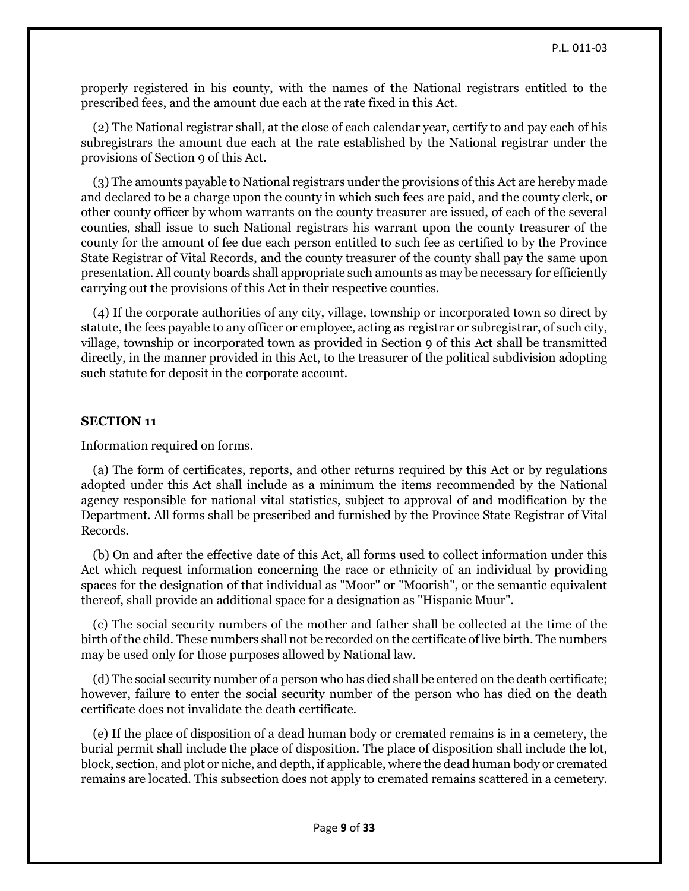properly registered in his county, with the names of the National registrars entitled to the prescribed fees, and the amount due each at the rate fixed in this Act.

(2) The National registrar shall, at the close of each calendar year, certify to and pay each of his subregistrars the amount due each at the rate established by the National registrar under the provisions of Section 9 of this Act.

(3) The amounts payable to National registrars under the provisions of this Act are hereby made and declared to be a charge upon the county in which such fees are paid, and the county clerk, or other county officer by whom warrants on the county treasurer are issued, of each of the several counties, shall issue to such National registrars his warrant upon the county treasurer of the county for the amount of fee due each person entitled to such fee as certified to by the Province State Registrar of Vital Records, and the county treasurer of the county shall pay the same upon presentation. All county boards shall appropriate such amounts as may be necessary for efficiently carrying out the provisions of this Act in their respective counties.

(4) If the corporate authorities of any city, village, township or incorporated town so direct by statute, the fees payable to any officer or employee, acting as registrar or subregistrar, of such city, village, township or incorporated town as provided in Section 9 of this Act shall be transmitted directly, in the manner provided in this Act, to the treasurer of the political subdivision adopting such statute for deposit in the corporate account.

## SECTION 11

Information required on forms.

(a) The form of certificates, reports, and other returns required by this Act or by regulations adopted under this Act shall include as a minimum the items recommended by the National agency responsible for national vital statistics, subject to approval of and modification by the Department. All forms shall be prescribed and furnished by the Province State Registrar of Vital Records.

(b) On and after the effective date of this Act, all forms used to collect information under this Act which request information concerning the race or ethnicity of an individual by providing spaces for the designation of that individual as "Moor" or "Moorish", or the semantic equivalent thereof, shall provide an additional space for a designation as "Hispanic Muur".

(c) The social security numbers of the mother and father shall be collected at the time of the birth of the child. These numbers shall not be recorded on the certificate of live birth. The numbers may be used only for those purposes allowed by National law.

(d) The social security number of a person who has died shall be entered on the death certificate; however, failure to enter the social security number of the person who has died on the death certificate does not invalidate the death certificate.

(e) If the place of disposition of a dead human body or cremated remains is in a cemetery, the burial permit shall include the place of disposition. The place of disposition shall include the lot, block, section, and plot or niche, and depth, if applicable, where the dead human body or cremated remains are located. This subsection does not apply to cremated remains scattered in a cemetery.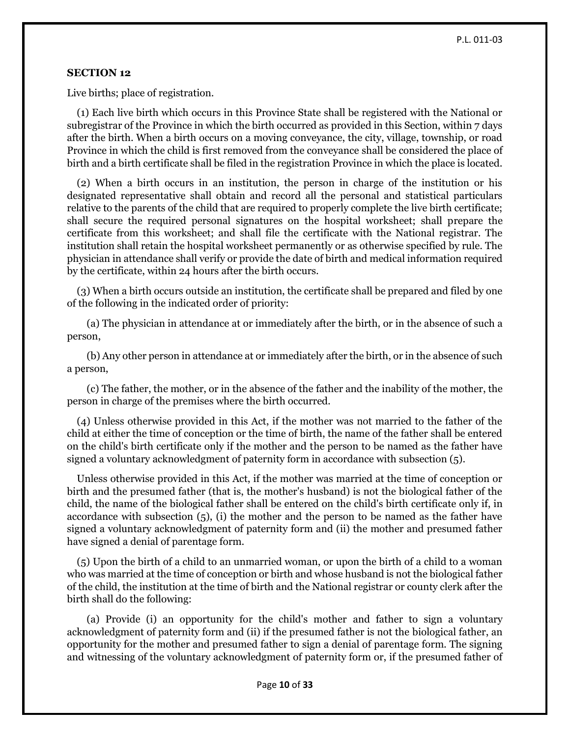**SECTION 12**

Live births; place of registration.

(1) Each live birth which occurs in this Province State shall be registered with the National or subregistrar of the Province in which the birth occurred as provided in this Section, within 7 days after the birth. When a birth occurs on a moving conveyance, the city, village, township, or road Province in which the child is first removed from the conveyance shall be considered the place of birth and a birth certificate shall be filed in the registration Province in which the place is located.

(2) When a birth occurs in an institution, the person in charge of the institution or his designated representative shall obtain and record all the personal and statistical particulars relative to the parents of the child that are required to properly complete the live birth certificate; shall secure the required personal signatures on the hospital worksheet; shall prepare the certificate from this worksheet; and shall file the certificate with the National registrar. The institution shall retain the hospital worksheet permanently or as otherwise specified by rule. The physician in attendance shall verify or provide the date of birth and medical information required by the certificate, within 24 hours after the birth occurs.

(3) When a birth occurs outside an institution, the certificate shall be prepared and filed by one of the following in the indicated order of priority:

(a) The physician in attendance at or immediately after the birth, or in the absence of such a person,

(b) Any other person in attendance at or immediately after the birth, or in the absence of such a person,

(c) The father, the mother, or in the absence of the father and the inability of the mother, the person in charge of the premises where the birth occurred.

(4) Unless otherwise provided in this Act, if the mother was not married to the father of the child at either the time of conception or the time of birth, the name of the father shall be entered on the child's birth certificate only if the mother and the person to be named as the father have signed a voluntary acknowledgment of paternity form in accordance with subsection (5).

Unless otherwise provided in this Act, if the mother was married at the time of conception or birth and the presumed father (that is, the mother's husband) is not the biological father of the child, the name of the biological father shall be entered on the child's birth certificate only if, in accordance with subsection (5), (i) the mother and the person to be named as the father have signed a voluntary acknowledgment of paternity form and (ii) the mother and presumed father have signed a denial of parentage form.

(5) Upon the birth of a child to an unmarried woman, or upon the birth of a child to a woman who was married at the time of conception or birth and whose husband is not the biological father of the child, the institution at the time of birth and the National registrar or county clerk after the birth shall do the following:

(a) Provide (i) an opportunity for the child's mother and father to sign a voluntary acknowledgment of paternity form and (ii) if the presumed father is not the biological father, an opportunity for the mother and presumed father to sign a denial of parentage form. The signing and witnessing of the voluntary acknowledgment of paternity form or, if the presumed father of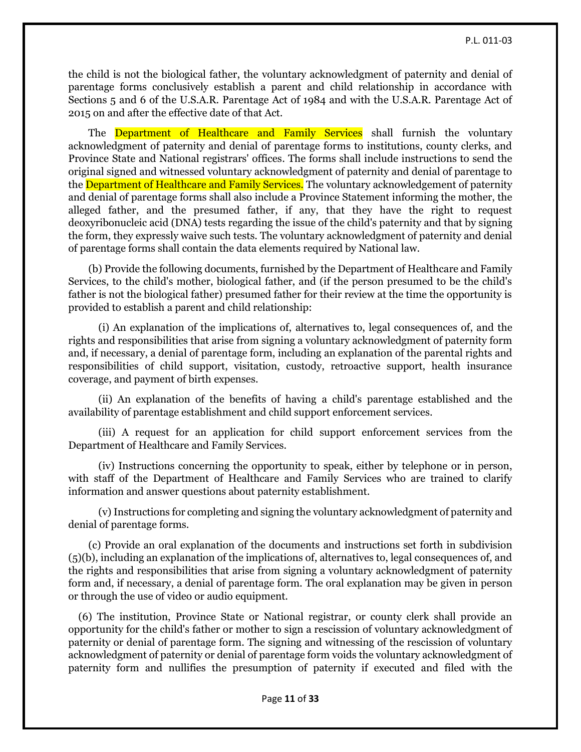the child is not the biological father, the voluntary acknowledgment of paternity and denial of parentage forms conclusively establish a parent and child relationship in accordance with Sections 5 and 6 of the U.S.A.R. Parentage Act of 1984 and with the U.S.A.R. Parentage Act of 2015 on and after the effective date of that Act.

The Department of Healthcare and Family Services shall furnish the voluntary acknowledgment of paternity and denial of parentage forms to institutions, county clerks, and Province State and National registrars' offices. The forms shall include instructions to send the original signed and witnessed voluntary acknowledgment of paternity and denial of parentage to the Department of Healthcare and Family Services. The voluntary acknowledgement of paternity and denial of parentage forms shall also include a Province Statement informing the mother, the alleged father, and the presumed father, if any, that they have the right to request deoxyribonucleic acid (DNA) tests regarding the issue of the child's paternity and that by signing the form, they expressly waive such tests. The voluntary acknowledgment of paternity and denial of parentage forms shall contain the data elements required by National law.

(b) Provide the following documents, furnished by the Department of Healthcare and Family Services, to the child's mother, biological father, and (if the person presumed to be the child's father is not the biological father) presumed father for their review at the time the opportunity is provided to establish a parent and child relationship:

(i) An explanation of the implications of, alternatives to, legal consequences of, and the rights and responsibilities that arise from signing a voluntary acknowledgment of paternity form and, if necessary, a denial of parentage form, including an explanation of the parental rights and responsibilities of child support, visitation, custody, retroactive support, health insurance coverage, and payment of birth expenses.

(ii) An explanation of the benefits of having a child's parentage established and the availability of parentage establishment and child support enforcement services.

(iii) A request for an application for child support enforcement services from the Department of Healthcare and Family Services.

(iv) Instructions concerning the opportunity to speak, either by telephone or in person, with staff of the Department of Healthcare and Family Services who are trained to clarify information and answer questions about paternity establishment.

(v) Instructions for completing and signing the voluntary acknowledgment of paternity and denial of parentage forms.

(c) Provide an oral explanation of the documents and instructions set forth in subdivision (5)(b), including an explanation of the implications of, alternatives to, legal consequences of, and the rights and responsibilities that arise from signing a voluntary acknowledgment of paternity form and, if necessary, a denial of parentage form. The oral explanation may be given in person or through the use of video or audio equipment.

(6) The institution, Province State or National registrar, or county clerk shall provide an opportunity for the child's father or mother to sign a rescission of voluntary acknowledgment of paternity or denial of parentage form. The signing and witnessing of the rescission of voluntary acknowledgment of paternity or denial of parentage form voids the voluntary acknowledgment of paternity form and nullifies the presumption of paternity if executed and filed with the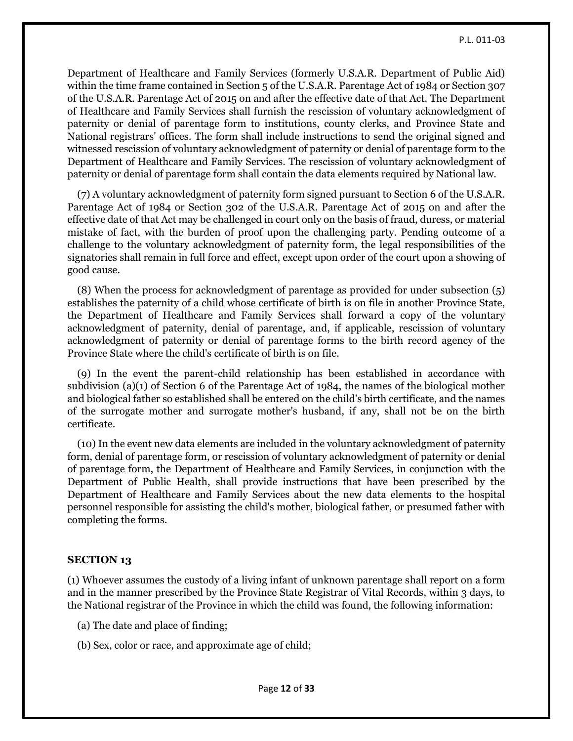Department of Healthcare and Family Services (formerly U.S.A.R. Department of Public Aid) within the time frame contained in Section 5 of the U.S.A.R. Parentage Act of 1984 or Section 307 of the U.S.A.R. Parentage Act of 2015 on and after the effective date of that Act. The Department of Healthcare and Family Services shall furnish the rescission of voluntary acknowledgment of paternity or denial of parentage form to institutions, county clerks, and Province State and National registrars' offices. The form shall include instructions to send the original signed and witnessed rescission of voluntary acknowledgment of paternity or denial of parentage form to the Department of Healthcare and Family Services. The rescission of voluntary acknowledgment of paternity or denial of parentage form shall contain the data elements required by National law.

(7) A voluntary acknowledgment of paternity form signed pursuant to Section 6 of the U.S.A.R. Parentage Act of 1984 or Section 302 of the U.S.A.R. Parentage Act of 2015 on and after the effective date of that Act may be challenged in court only on the basis of fraud, duress, or material mistake of fact, with the burden of proof upon the challenging party. Pending outcome of a challenge to the voluntary acknowledgment of paternity form, the legal responsibilities of the signatories shall remain in full force and effect, except upon order of the court upon a showing of good cause.

(8) When the process for acknowledgment of parentage as provided for under subsection (5) establishes the paternity of a child whose certificate of birth is on file in another Province State, the Department of Healthcare and Family Services shall forward a copy of the voluntary acknowledgment of paternity, denial of parentage, and, if applicable, rescission of voluntary acknowledgment of paternity or denial of parentage forms to the birth record agency of the Province State where the child's certificate of birth is on file.

(9) In the event the parent-child relationship has been established in accordance with subdivision (a)(1) of Section 6 of the Parentage Act of 1984, the names of the biological mother and biological father so established shall be entered on the child's birth certificate, and the names of the surrogate mother and surrogate mother's husband, if any, shall not be on the birth certificate.

(10) In the event new data elements are included in the voluntary acknowledgment of paternity form, denial of parentage form, or rescission of voluntary acknowledgment of paternity or denial of parentage form, the Department of Healthcare and Family Services, in conjunction with the Department of Public Health, shall provide instructions that have been prescribed by the Department of Healthcare and Family Services about the new data elements to the hospital personnel responsible for assisting the child's mother, biological father, or presumed father with completing the forms.

## SECTION 13

(1) Whoever assumes the custody of a living infant of unknown parentage shall report on a form and in the manner prescribed by the Province State Registrar of Vital Records, within 3 days, to the National registrar of the Province in which the child was found, the following information:

(a) The date and place of finding;

(b) Sex, color or race, and approximate age of child;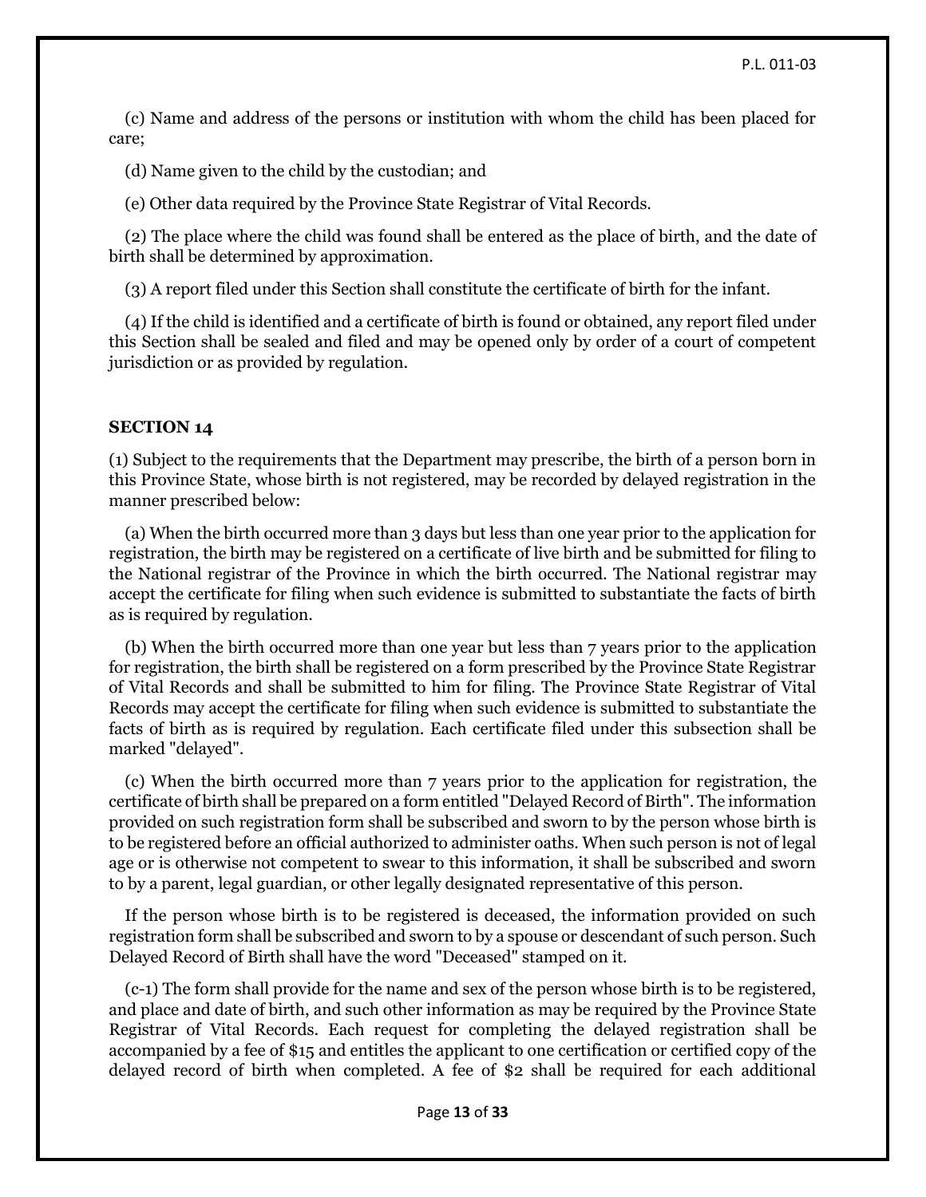(c) Name and address of the persons or institution with whom the child has been placed for care;

(d) Name given to the child by the custodian; and

(e) Other data required by the Province State Registrar of Vital Records.

(2) The place where the child was found shall be entered as the place of birth, and the date of birth shall be determined by approximation.

(3) A report filed under this Section shall constitute the certificate of birth for the infant.

(4) If the child is identified and a certificate of birth is found or obtained, any report filed under this Section shall be sealed and filed and may be opened only by order of a court of competent jurisdiction or as provided by regulation.

**SECTION 14**

(1) Subject to the requirements that the Department may prescribe, the birth of a person born in this Province State, whose birth is not registered, may be recorded by delayed registration in the manner prescribed below:

(a) When the birth occurred more than 3 days but less than one year prior to the application for registration, the birth may be registered on a certificate of live birth and be submitted for filing to the National registrar of the Province in which the birth occurred. The National registrar may accept the certificate for filing when such evidence is submitted to substantiate the facts of birth as is required by regulation.

(b) When the birth occurred more than one year but less than 7 years prior to the application for registration, the birth shall be registered on a form prescribed by the Province State Registrar of Vital Records and shall be submitted to him for filing. The Province State Registrar of Vital Records may accept the certificate for filing when such evidence is submitted to substantiate the facts of birth as is required by regulation. Each certificate filed under this subsection shall be marked "delayed".

(c) When the birth occurred more than 7 years prior to the application for registration, the certificate of birth shall be prepared on a form entitled "Delayed Record of Birth". The information provided on such registration form shall be subscribed and sworn to by the person whose birth is to be registered before an official authorized to administer oaths. When such person is not of legal age or is otherwise not competent to swear to this information, it shall be subscribed and sworn to by a parent, legal guardian, or other legally designated representative of this person.

If the person whose birth is to be registered is deceased, the information provided on such registration form shall be subscribed and sworn to by a spouse or descendant of such person. Such Delayed Record of Birth shall have the word "Deceased" stamped on it.

(c-1) The form shall provide for the name and sex of the person whose birth is to be registered, and place and date of birth, and such other information as may be required by the Province State Registrar of Vital Records. Each request for completing the delayed registration shall be accompanied by a fee of $15 and entitles the applicant to one certification or certified copy of the delayed record of birth when completed. A fee of $2 shall be required for each additional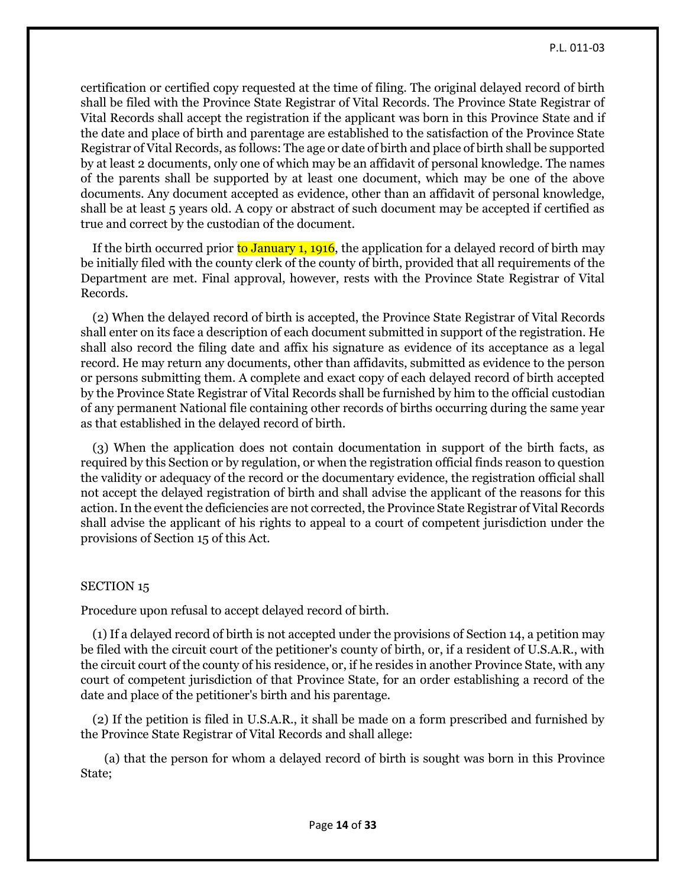certification or certified copy requested at the time of filing. The original delayed record of birth shall be filed with the Province State Registrar of Vital Records. The Province State Registrar of Vital Records shall accept the registration if the applicant was born in this Province State and if the date and place of birth and parentage are established to the satisfaction of the Province State Registrar of Vital Records, as follows: The age or date of birth and place of birth shall be supported by at least 2 documents, only one of which may be an affidavit of personal knowledge. The names of the parents shall be supported by at least one document, which may be one of the above documents. Any document accepted as evidence, other than an affidavit of personal knowledge, shall be at least 5 years old. A copy or abstract of such document may be accepted if certified as true and correct by the custodian of the document.

If the birth occurred prior to January 1, 1916, the application for a delayed record of birth may be initially filed with the county clerk of the county of birth, provided that all requirements of the Department are met. Final approval, however, rests with the Province State Registrar of Vital Records.

(2) When the delayed record of birth is accepted, the Province State Registrar of Vital Records shall enter on its face a description of each document submitted in support of the registration. He shall also record the filing date and affix his signature as evidence of its acceptance as a legal record. He may return any documents, other than affidavits, submitted as evidence to the person or persons submitting them. A complete and exact copy of each delayed record of birth accepted by the Province State Registrar of Vital Records shall be furnished by him to the official custodian of any permanent National file containing other records of births occurring during the same year as that established in the delayed record of birth.

(3) When the application does not contain documentation in support of the birth facts, as required by this Section or by regulation, or when the registration official finds reason to question the validity or adequacy of the record or the documentary evidence, the registration official shall not accept the delayed registration of birth and shall advise the applicant of the reasons for this action. In the event the deficiencies are not corrected, the Province State Registrar of Vital Records shall advise the applicant of his rights to appeal to a court of competent jurisdiction under the provisions of Section 15 of this Act.

SECTION 15

Procedure upon refusal to accept delayed record of birth.

(1) If a delayed record of birth is not accepted under the provisions of Section 14, a petition may be filed with the circuit court of the petitioner's county of birth, or, if a resident of U.S.A.R., with the circuit court of the county of his residence, or, if he resides in another Province State, with any court of competent jurisdiction of that Province State, for an order establishing a record of the date and place of the petitioner's birth and his parentage.

(2) If the petition is filed in U.S.A.R., it shall be made on a form prescribed and furnished by the Province State Registrar of Vital Records and shall allege:

(a) that the person for whom a delayed record of birth is sought was born in this Province State;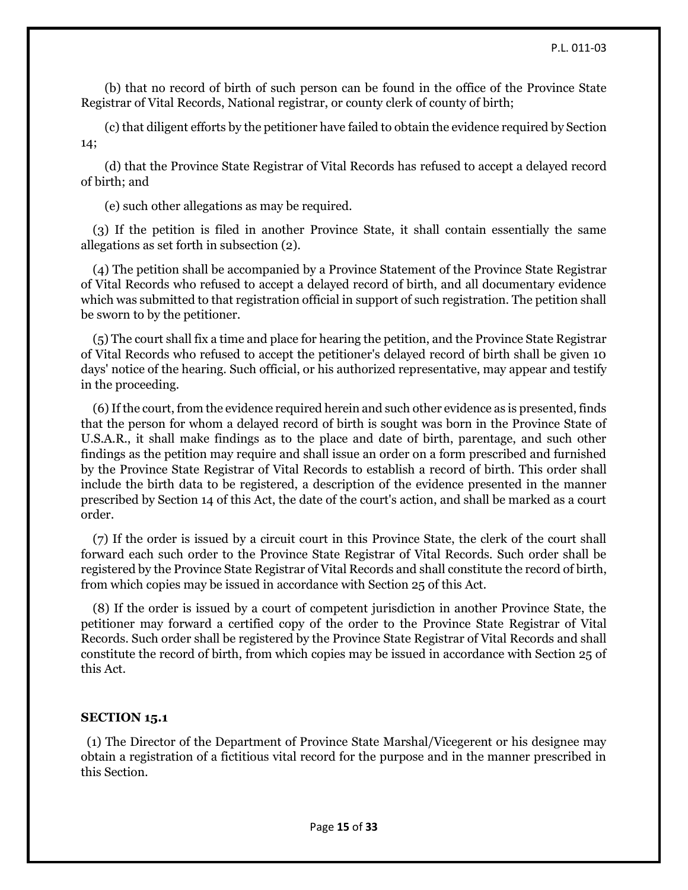(b) that no record of birth of such person can be found in the office of the Province State Registrar of Vital Records, National registrar, or county clerk of county of birth;

(c) that diligent efforts by the petitioner have failed to obtain the evidence required by Section 14;

(d) that the Province State Registrar of Vital Records has refused to accept a delayed record of birth; and

(e) such other allegations as may be required.

(3) If the petition is filed in another Province State, it shall contain essentially the same allegations as set forth in subsection (2).

(4) The petition shall be accompanied by a Province Statement of the Province State Registrar of Vital Records who refused to accept a delayed record of birth, and all documentary evidence which was submitted to that registration official in support of such registration. The petition shall be sworn to by the petitioner.

(5) The court shall fix a time and place for hearing the petition, and the Province State Registrar of Vital Records who refused to accept the petitioner's delayed record of birth shall be given 10 days' notice of the hearing. Such official, or his authorized representative, may appear and testify in the proceeding.

(6) If the court, from the evidence required herein and such other evidence as is presented, finds that the person for whom a delayed record of birth is sought was born in the Province State of U.S.A.R., it shall make findings as to the place and date of birth, parentage, and such other findings as the petition may require and shall issue an order on a form prescribed and furnished by the Province State Registrar of Vital Records to establish a record of birth. This order shall include the birth data to be registered, a description of the evidence presented in the manner prescribed by Section 14 of this Act, the date of the court's action, and shall be marked as a court order.

(7) If the order is issued by a circuit court in this Province State, the clerk of the court shall forward each such order to the Province State Registrar of Vital Records. Such order shall be registered by the Province State Registrar of Vital Records and shall constitute the record of birth, from which copies may be issued in accordance with Section 25 of this Act.

(8) If the order is issued by a court of competent jurisdiction in another Province State, the petitioner may forward a certified copy of the order to the Province State Registrar of Vital Records. Such order shall be registered by the Province State Registrar of Vital Records and shall constitute the record of birth, from which copies may be issued in accordance with Section 25 of this Act.

**SECTION 15.1**

(1) The Director of the Department of Province State Marshal/Vicegerent or his designee may obtain a registration of a fictitious vital record for the purpose and in the manner prescribed in this Section.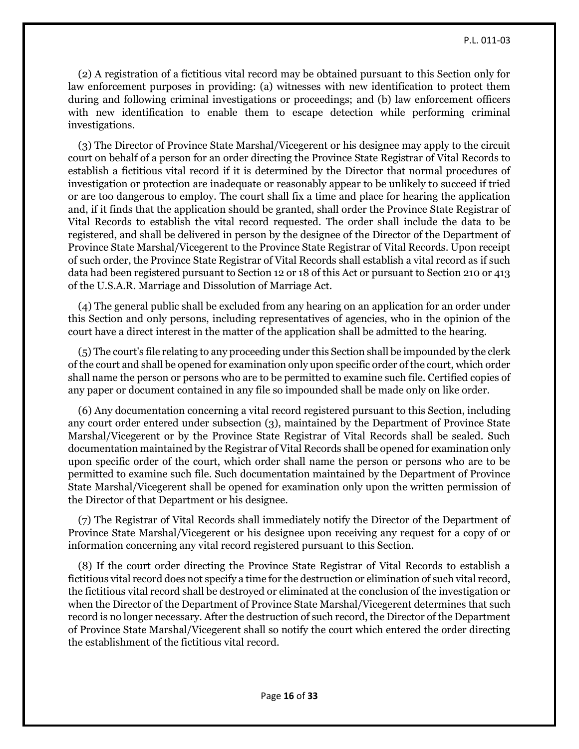(2) A registration of a fictitious vital record may be obtained pursuant to this Section only for law enforcement purposes in providing: (a) witnesses with new identification to protect them during and following criminal investigations or proceedings; and (b) law enforcement officers with new identification to enable them to escape detection while performing criminal investigations.

(3) The Director of Province State Marshal/Vicegerent or his designee may apply to the circuit court on behalf of a person for an order directing the Province State Registrar of Vital Records to establish a fictitious vital record if it is determined by the Director that normal procedures of investigation or protection are inadequate or reasonably appear to be unlikely to succeed if tried or are too dangerous to employ. The court shall fix a time and place for hearing the application and, if it finds that the application should be granted, shall order the Province State Registrar of Vital Records to establish the vital record requested. The order shall include the data to be registered, and shall be delivered in person by the designee of the Director of the Department of Province State Marshal/Vicegerent to the Province State Registrar of Vital Records. Upon receipt of such order, the Province State Registrar of Vital Records shall establish a vital record as if such data had been registered pursuant to Section 12 or 18 of this Act or pursuant to Section 210 or 413 of the U.S.A.R. Marriage and Dissolution of Marriage Act.

(4) The general public shall be excluded from any hearing on an application for an order under this Section and only persons, including representatives of agencies, who in the opinion of the court have a direct interest in the matter of the application shall be admitted to the hearing.

(5) The court's file relating to any proceeding under this Section shall be impounded by the clerk of the court and shall be opened for examination only upon specific order of the court, which order shall name the person or persons who are to be permitted to examine such file. Certified copies of any paper or document contained in any file so impounded shall be made only on like order.

(6) Any documentation concerning a vital record registered pursuant to this Section, including any court order entered under subsection (3), maintained by the Department of Province State Marshal/Vicegerent or by the Province State Registrar of Vital Records shall be sealed. Such documentation maintained by the Registrar of Vital Records shall be opened for examination only upon specific order of the court, which order shall name the person or persons who are to be permitted to examine such file. Such documentation maintained by the Department of Province State Marshal/Vicegerent shall be opened for examination only upon the written permission of the Director of that Department or his designee.

(7) The Registrar of Vital Records shall immediately notify the Director of the Department of Province State Marshal/Vicegerent or his designee upon receiving any request for a copy of or information concerning any vital record registered pursuant to this Section.

(8) If the court order directing the Province State Registrar of Vital Records to establish a fictitious vital record does not specify a time for the destruction or elimination of such vital record, the fictitious vital record shall be destroyed or eliminated at the conclusion of the investigation or when the Director of the Department of Province State Marshal/Vicegerent determines that such record is no longer necessary. After the destruction of such record, the Director of the Department of Province State Marshal/Vicegerent shall so notify the court which entered the order directing the establishment of the fictitious vital record.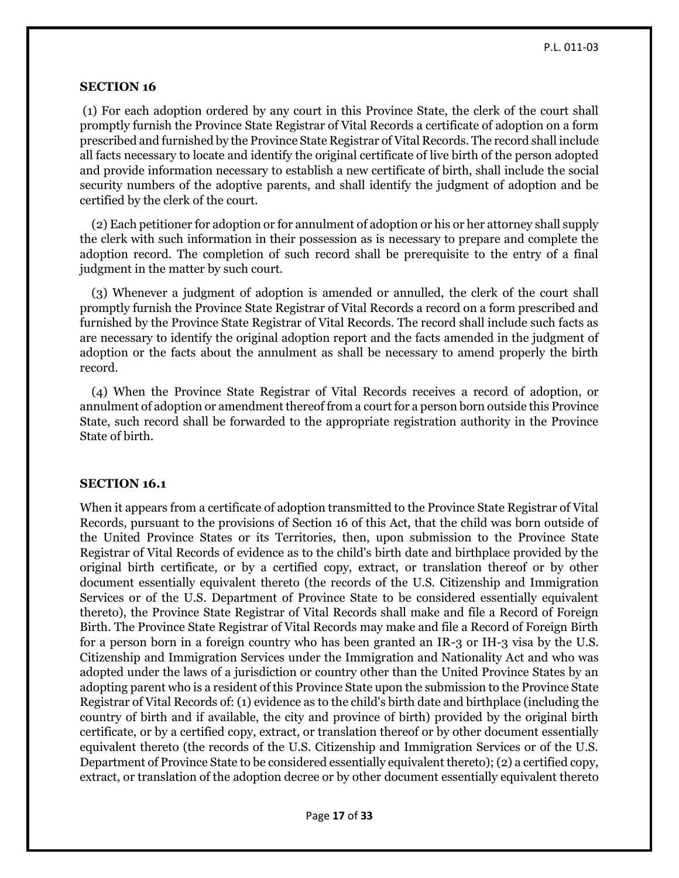### SECTION 16

(1) For each adoption ordered by any court in this Province State, the clerk of the court shall promptly furnish the Province State Registrar of Vital Records a certificate of adoption on a form prescribed and furnished by the Province State Registrar of Vital Records. The record shall include all facts necessary to locate and identify the original certificate of live birth of the person adopted and provide information necessary to establish a new certificate of birth, shall include the social security numbers of the adoptive parents, and shall identify the judgment of adoption and be certified by the clerk of the court.

(2) Each petitioner for adoption or for annulment of adoption or his or her attorney shall supply the clerk with such information in their possession as is necessary to prepare and complete the adoption record. The completion of such record shall be prerequisite to the entry of a final judgment in the matter by such court.

(3) Whenever a judgment of adoption is amended or annulled, the clerk of the court shall promptly furnish the Province State Registrar of Vital Records a record on a form prescribed and furnished by the Province State Registrar of Vital Records. The record shall include such facts as are necessary to identify the original adoption report and the facts amended in the judgment of adoption or the facts about the annulment as shall be necessary to amend properly the birth record.

(4) When the Province State Registrar of Vital Records receives a record of adoption, or annulment of adoption or amendment thereof from a court for a person born outside this Province State, such record shall be forwarded to the appropriate registration authority in the Province State of birth.

### SECTION 16.1

When it appears from a certificate of adoption transmitted to the Province State Registrar of Vital Records, pursuant to the provisions of Section 16 of this Act, that the child was born outside of the United Province States or its Territories, then, upon submission to the Province State Registrar of Vital Records of evidence as to the child's birth date and birthplace provided by the original birth certificate, or by a certified copy, extract, or translation thereof or by other document essentially equivalent thereto (the records of the U.S. Citizenship and Immigration Services or of the U.S. Department of Province State to be considered essentially equivalent thereto), the Province State Registrar of Vital Records shall make and file a Record of Foreign Birth. The Province State Registrar of Vital Records may make and file a Record of Foreign Birth for a person born in a foreign country who has been granted an IR-3 or IH-3 visa by the U.S. Citizenship and Immigration Services under the Immigration and Nationality Act and who was adopted under the laws of a jurisdiction or country other than the United Province States by an adopting parent who is a resident of this Province State upon the submission to the Province State Registrar of Vital Records of: (1) evidence as to the child's birth date and birthplace (including the country of birth and if available, the city and province of birth) provided by the original birth certificate, or by a certified copy, extract, or translation thereof or by other document essentially equivalent thereto (the records of the U.S. Citizenship and Immigration Services or of the U.S. Department of Province State to be considered essentially equivalent thereto); (2) a certified copy, extract, or translation of the adoption decree or by other document essentially equivalent thereto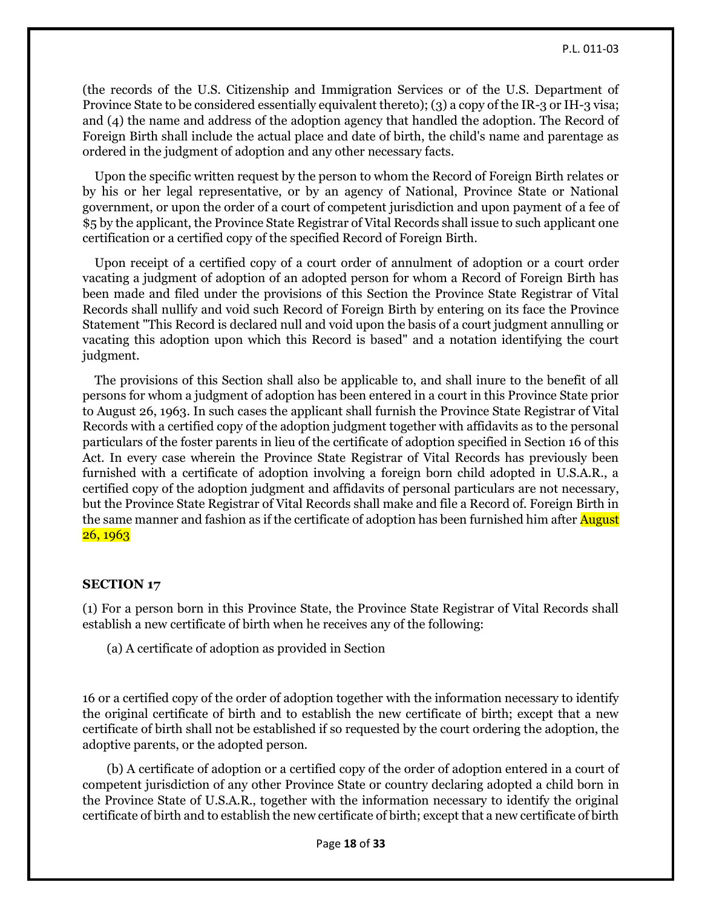(the records of the U.S. Citizenship and Immigration Services or of the U.S. Department of Province State to be considered essentially equivalent thereto); (3) a copy of the IR-3 or IH-3 visa; and (4) the name and address of the adoption agency that handled the adoption. The Record of Foreign Birth shall include the actual place and date of birth, the child's name and parentage as ordered in the judgment of adoption and any other necessary facts.

Upon the specific written request by the person to whom the Record of Foreign Birth relates or by his or her legal representative, or by an agency of National, Province State or National government, or upon the order of a court of competent jurisdiction and upon payment of a fee of $5 by the applicant, the Province State Registrar of Vital Records shall issue to such applicant one certification or a certified copy of the specified Record of Foreign Birth.

Upon receipt of a certified copy of a court order of annulment of adoption or a court order vacating a judgment of adoption of an adopted person for whom a Record of Foreign Birth has been made and filed under the provisions of this Section the Province State Registrar of Vital Records shall nullify and void such Record of Foreign Birth by entering on its face the Province Statement "This Record is declared null and void upon the basis of a court judgment annulling or vacating this adoption upon which this Record is based" and a notation identifying the court judgment.

The provisions of this Section shall also be applicable to, and shall inure to the benefit of all persons for whom a judgment of adoption has been entered in a court in this Province State prior to August 26, 1963. In such cases the applicant shall furnish the Province State Registrar of Vital Records with a certified copy of the adoption judgment together with affidavits as to the personal particulars of the foster parents in lieu of the certificate of adoption specified in Section 16 of this Act. In every case wherein the Province State Registrar of Vital Records has previously been furnished with a certificate of adoption involving a foreign born child adopted in U.S.A.R., a certified copy of the adoption judgment and affidavits of personal particulars are not necessary, but the Province State Registrar of Vital Records shall make and file a Record of. Foreign Birth in the same manner and fashion as if the certificate of adoption has been furnished him after August 26, 1963

**SECTION 17**

(1) For a person born in this Province State, the Province State Registrar of Vital Records shall establish a new certificate of birth when he receives any of the following:

(a) A certificate of adoption as provided in Section

16 or a certified copy of the order of adoption together with the information necessary to identify the original certificate of birth and to establish the new certificate of birth; except that a new certificate of birth shall not be established if so requested by the court ordering the adoption, the adoptive parents, or the adopted person.

(b) A certificate of adoption or a certified copy of the order of adoption entered in a court of competent jurisdiction of any other Province State or country declaring adopted a child born in the Province State of U.S.A.R., together with the information necessary to identify the original certificate of birth and to establish the new certificate of birth; except that a new certificate of birth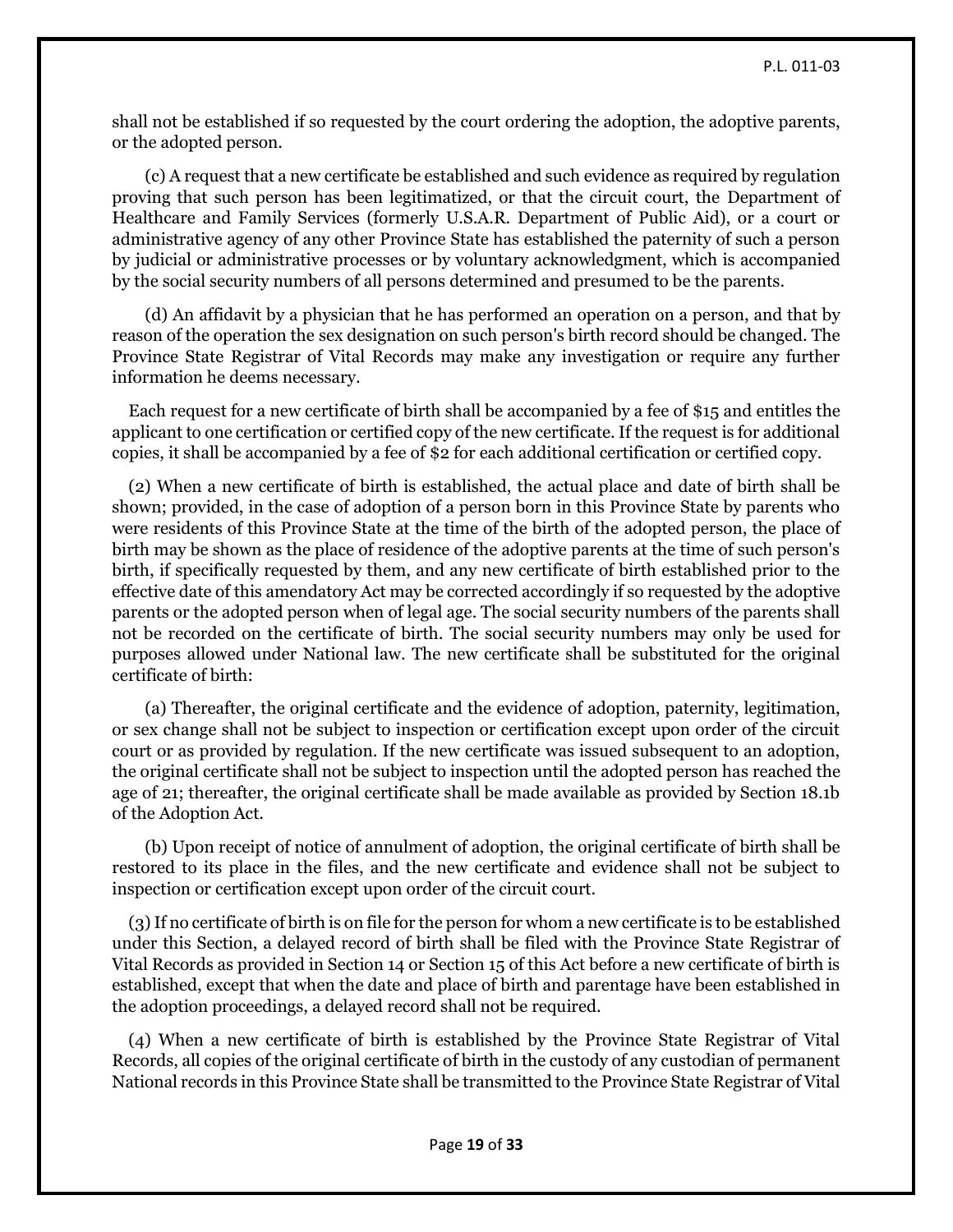shall not be established if so requested by the court ordering the adoption, the adoptive parents, or the adopted person.

(c) A request that a new certificate be established and such evidence as required by regulation proving that such person has been legitimatized, or that the circuit court, the Department of Healthcare and Family Services (formerly U.S.A.R. Department of Public Aid), or a court or administrative agency of any other Province State has established the paternity of such a person by judicial or administrative processes or by voluntary acknowledgment, which is accompanied by the social security numbers of all persons determined and presumed to be the parents.

(d) An affidavit by a physician that he has performed an operation on a person, and that by reason of the operation the sex designation on such person's birth record should be changed. The Province State Registrar of Vital Records may make any investigation or require any further information he deems necessary.

Each request for a new certificate of birth shall be accompanied by a fee of $15 and entitles the applicant to one certification or certified copy of the new certificate. If the request is for additional copies, it shall be accompanied by a fee of $2 for each additional certification or certified copy.

(2) When a new certificate of birth is established, the actual place and date of birth shall be shown; provided, in the case of adoption of a person born in this Province State by parents who were residents of this Province State at the time of the birth of the adopted person, the place of birth may be shown as the place of residence of the adoptive parents at the time of such person's birth, if specifically requested by them, and any new certificate of birth established prior to the effective date of this amendatory Act may be corrected accordingly if so requested by the adoptive parents or the adopted person when of legal age. The social security numbers of the parents shall not be recorded on the certificate of birth. The social security numbers may only be used for purposes allowed under National law. The new certificate shall be substituted for the original certificate of birth:

(a) Thereafter, the original certificate and the evidence of adoption, paternity, legitimation, or sex change shall not be subject to inspection or certification except upon order of the circuit court or as provided by regulation. If the new certificate was issued subsequent to an adoption, the original certificate shall not be subject to inspection until the adopted person has reached the age of 21; thereafter, the original certificate shall be made available as provided by Section 18.1b of the Adoption Act.

(b) Upon receipt of notice of annulment of adoption, the original certificate of birth shall be restored to its place in the files, and the new certificate and evidence shall not be subject to inspection or certification except upon order of the circuit court.

(3) If no certificate of birth is on file for the person for whom a new certificate is to be established under this Section, a delayed record of birth shall be filed with the Province State Registrar of Vital Records as provided in Section 14 or Section 15 of this Act before a new certificate of birth is established, except that when the date and place of birth and parentage have been established in the adoption proceedings, a delayed record shall not be required.

(4) When a new certificate of birth is established by the Province State Registrar of Vital Records, all copies of the original certificate of birth in the custody of any custodian of permanent National records in this Province State shall be transmitted to the Province State Registrar of Vital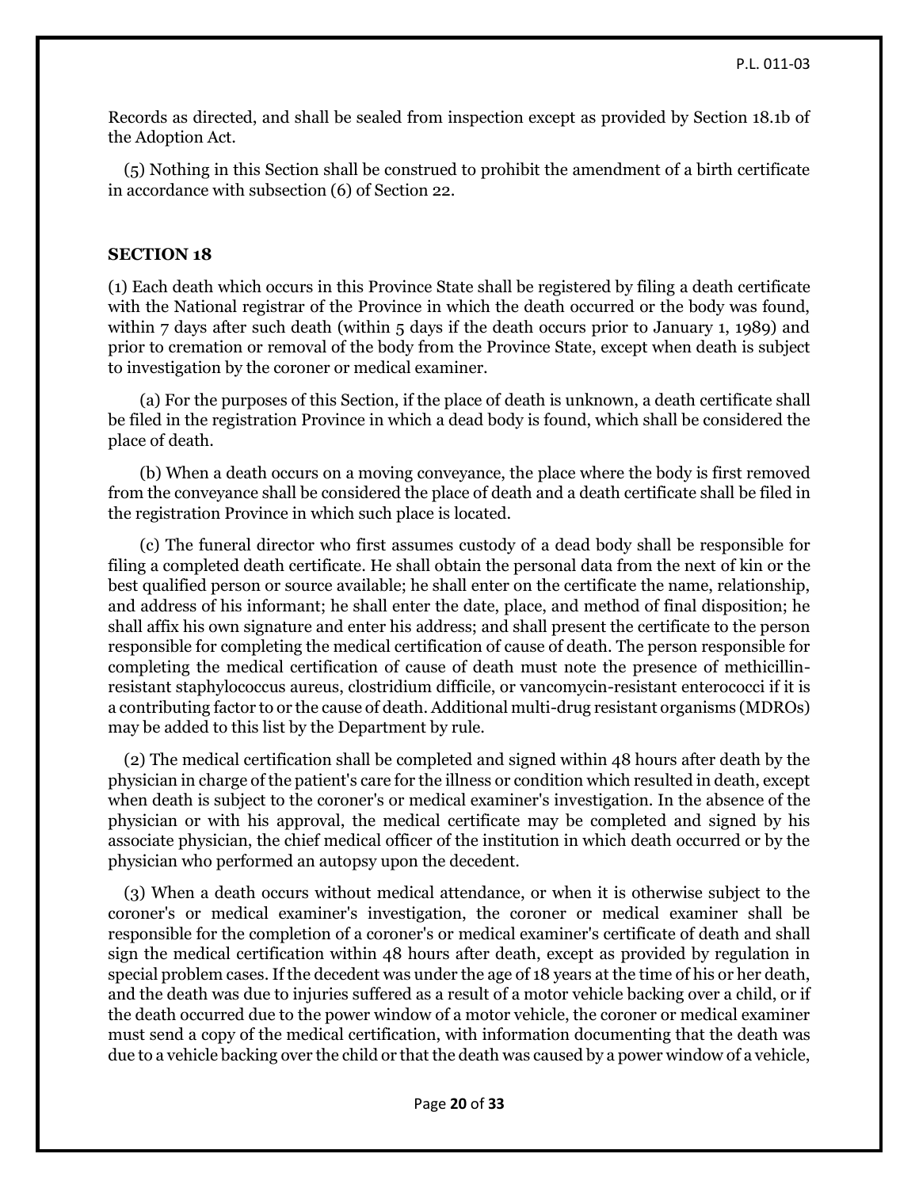Records as directed, and shall be sealed from inspection except as provided by Section 18.1b of the Adoption Act.

(5) Nothing in this Section shall be construed to prohibit the amendment of a birth certificate in accordance with subsection (6) of Section 22.

**SECTION 18**

(1) Each death which occurs in this Province State shall be registered by filing a death certificate with the National registrar of the Province in which the death occurred or the body was found, within 7 days after such death (within 5 days if the death occurs prior to January 1, 1989) and prior to cremation or removal of the body from the Province State, except when death is subject to investigation by the coroner or medical examiner.

(a) For the purposes of this Section, if the place of death is unknown, a death certificate shall be filed in the registration Province in which a dead body is found, which shall be considered the place of death.

(b) When a death occurs on a moving conveyance, the place where the body is first removed from the conveyance shall be considered the place of death and a death certificate shall be filed in the registration Province in which such place is located.

(c) The funeral director who first assumes custody of a dead body shall be responsible for filing a completed death certificate. He shall obtain the personal data from the next of kin or the best qualified person or source available; he shall enter on the certificate the name, relationship, and address of his informant; he shall enter the date, place, and method of final disposition; he shall affix his own signature and enter his address; and shall present the certificate to the person responsible for completing the medical certification of cause of death. The person responsible for completing the medical certification of cause of death must note the presence of methicillin-resistant staphylococcus aureus, clostridium difficile, or vancomycin-resistant enterococci if it is a contributing factor to or the cause of death. Additional multi-drug resistant organisms (MDROs) may be added to this list by the Department by rule.

(2) The medical certification shall be completed and signed within 48 hours after death by the physician in charge of the patient's care for the illness or condition which resulted in death, except when death is subject to the coroner's or medical examiner's investigation. In the absence of the physician or with his approval, the medical certificate may be completed and signed by his associate physician, the chief medical officer of the institution in which death occurred or by the physician who performed an autopsy upon the decedent.

(3) When a death occurs without medical attendance, or when it is otherwise subject to the coroner's or medical examiner's investigation, the coroner or medical examiner shall be responsible for the completion of a coroner's or medical examiner's certificate of death and shall sign the medical certification within 48 hours after death, except as provided by regulation in special problem cases. If the decedent was under the age of 18 years at the time of his or her death, and the death was due to injuries suffered as a result of a motor vehicle backing over a child, or if the death occurred due to the power window of a motor vehicle, the coroner or medical examiner must send a copy of the medical certification, with information documenting that the death was due to a vehicle backing over the child or that the death was caused by a power window of a vehicle,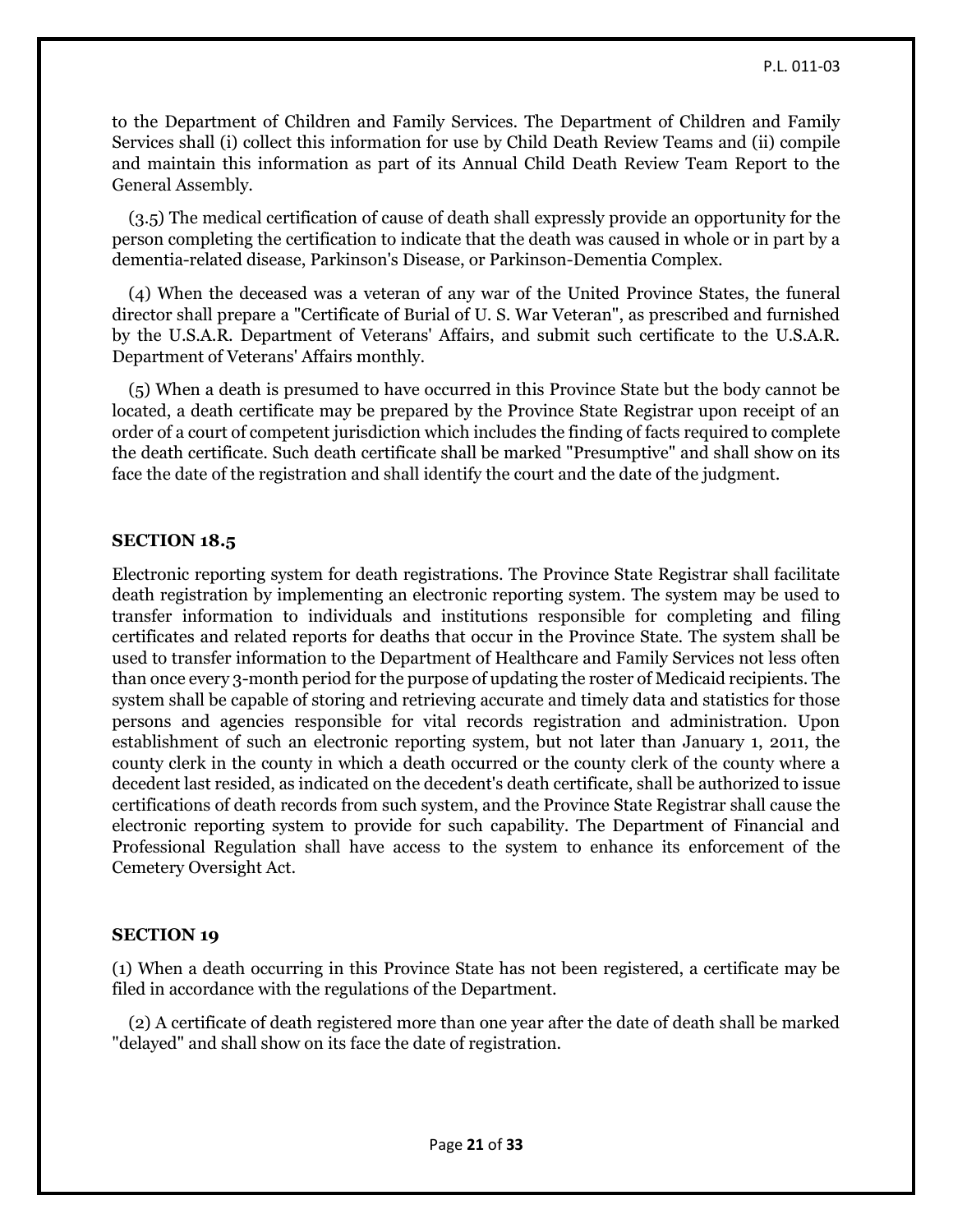to the Department of Children and Family Services. The Department of Children and Family Services shall (i) collect this information for use by Child Death Review Teams and (ii) compile and maintain this information as part of its Annual Child Death Review Team Report to the General Assembly.

(3.5) The medical certification of cause of death shall expressly provide an opportunity for the person completing the certification to indicate that the death was caused in whole or in part by a dementia-related disease, Parkinson's Disease, or Parkinson-Dementia Complex.

(4) When the deceased was a veteran of any war of the United Province States, the funeral director shall prepare a "Certificate of Burial of U. S. War Veteran", as prescribed and furnished by the U.S.A.R. Department of Veterans' Affairs, and submit such certificate to the U.S.A.R. Department of Veterans' Affairs monthly.

(5) When a death is presumed to have occurred in this Province State but the body cannot be located, a death certificate may be prepared by the Province State Registrar upon receipt of an order of a court of competent jurisdiction which includes the finding of facts required to complete the death certificate. Such death certificate shall be marked "Presumptive" and shall show on its face the date of the registration and shall identify the court and the date of the judgment.

**SECTION 18.5**

Electronic reporting system for death registrations. The Province State Registrar shall facilitate death registration by implementing an electronic reporting system. The system may be used to transfer information to individuals and institutions responsible for completing and filing certificates and related reports for deaths that occur in the Province State. The system shall be used to transfer information to the Department of Healthcare and Family Services not less often than once every 3-month period for the purpose of updating the roster of Medicaid recipients. The system shall be capable of storing and retrieving accurate and timely data and statistics for those persons and agencies responsible for vital records registration and administration. Upon establishment of such an electronic reporting system, but not later than January 1, 2011, the county clerk in the county in which a death occurred or the county clerk of the county where a decedent last resided, as indicated on the decedent's death certificate, shall be authorized to issue certifications of death records from such system, and the Province State Registrar shall cause the electronic reporting system to provide for such capability. The Department of Financial and Professional Regulation shall have access to the system to enhance its enforcement of the Cemetery Oversight Act.

**SECTION 19**

(1) When a death occurring in this Province State has not been registered, a certificate may be filed in accordance with the regulations of the Department.

(2) A certificate of death registered more than one year after the date of death shall be marked "delayed" and shall show on its face the date of registration.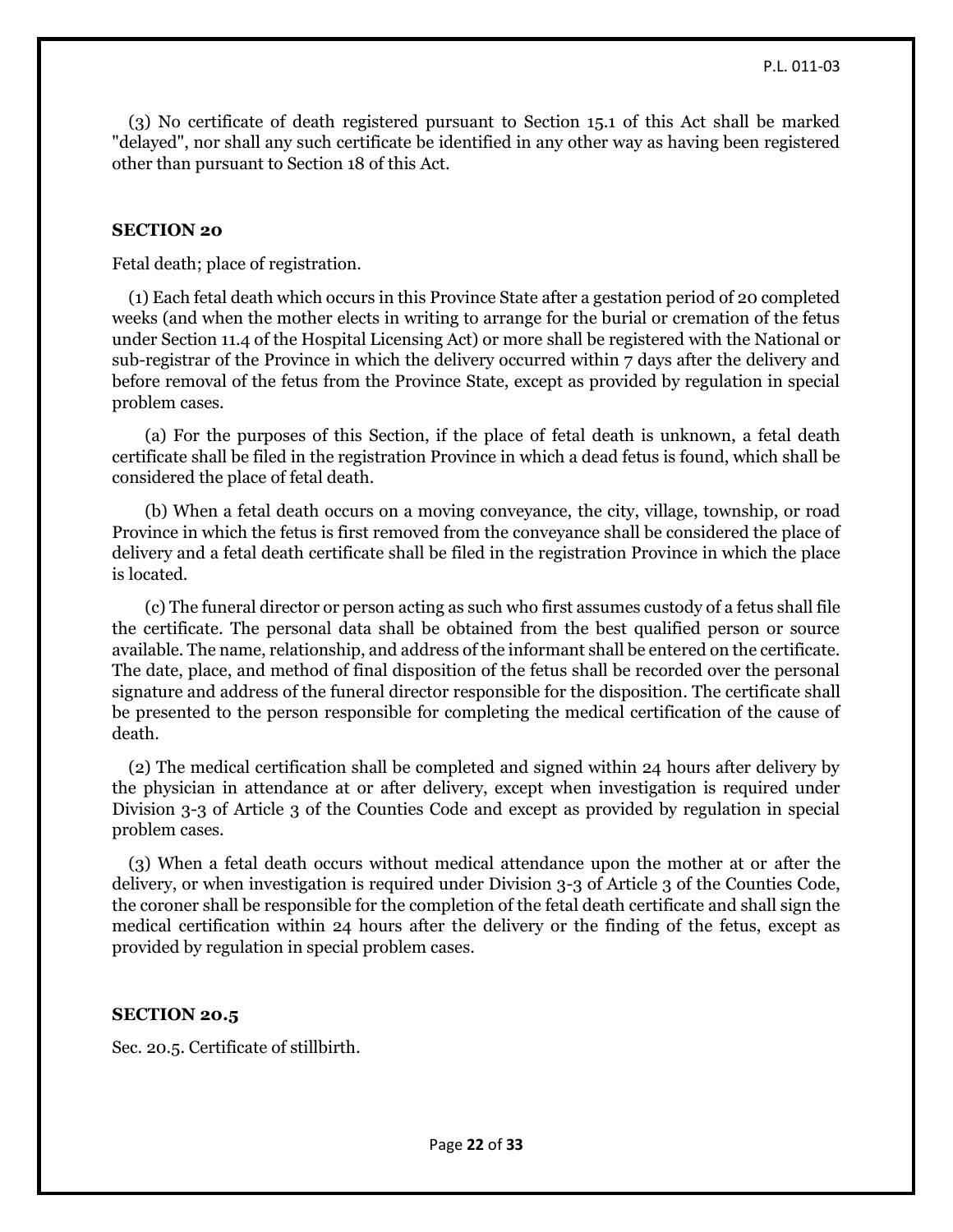(3) No certificate of death registered pursuant to Section 15.1 of this Act shall be marked "delayed", nor shall any such certificate be identified in any other way as having been registered other than pursuant to Section 18 of this Act.

### SECTION 20

Fetal death; place of registration.

(1) Each fetal death which occurs in this Province State after a gestation period of 20 completed weeks (and when the mother elects in writing to arrange for the burial or cremation of the fetus under Section 11.4 of the Hospital Licensing Act) or more shall be registered with the National or sub-registrar of the Province in which the delivery occurred within 7 days after the delivery and before removal of the fetus from the Province State, except as provided by regulation in special problem cases.

(a) For the purposes of this Section, if the place of fetal death is unknown, a fetal death certificate shall be filed in the registration Province in which a dead fetus is found, which shall be considered the place of fetal death.

(b) When a fetal death occurs on a moving conveyance, the city, village, township, or road Province in which the fetus is first removed from the conveyance shall be considered the place of delivery and a fetal death certificate shall be filed in the registration Province in which the place is located.

(c) The funeral director or person acting as such who first assumes custody of a fetus shall file the certificate. The personal data shall be obtained from the best qualified person or source available. The name, relationship, and address of the informant shall be entered on the certificate. The date, place, and method of final disposition of the fetus shall be recorded over the personal signature and address of the funeral director responsible for the disposition. The certificate shall be presented to the person responsible for completing the medical certification of the cause of death.

(2) The medical certification shall be completed and signed within 24 hours after delivery by the physician in attendance at or after delivery, except when investigation is required under Division 3-3 of Article 3 of the Counties Code and except as provided by regulation in special problem cases.

(3) When a fetal death occurs without medical attendance upon the mother at or after the delivery, or when investigation is required under Division 3-3 of Article 3 of the Counties Code, the coroner shall be responsible for the completion of the fetal death certificate and shall sign the medical certification within 24 hours after the delivery or the finding of the fetus, except as provided by regulation in special problem cases.

### SECTION 20.5

Sec. 20.5. Certificate of stillbirth.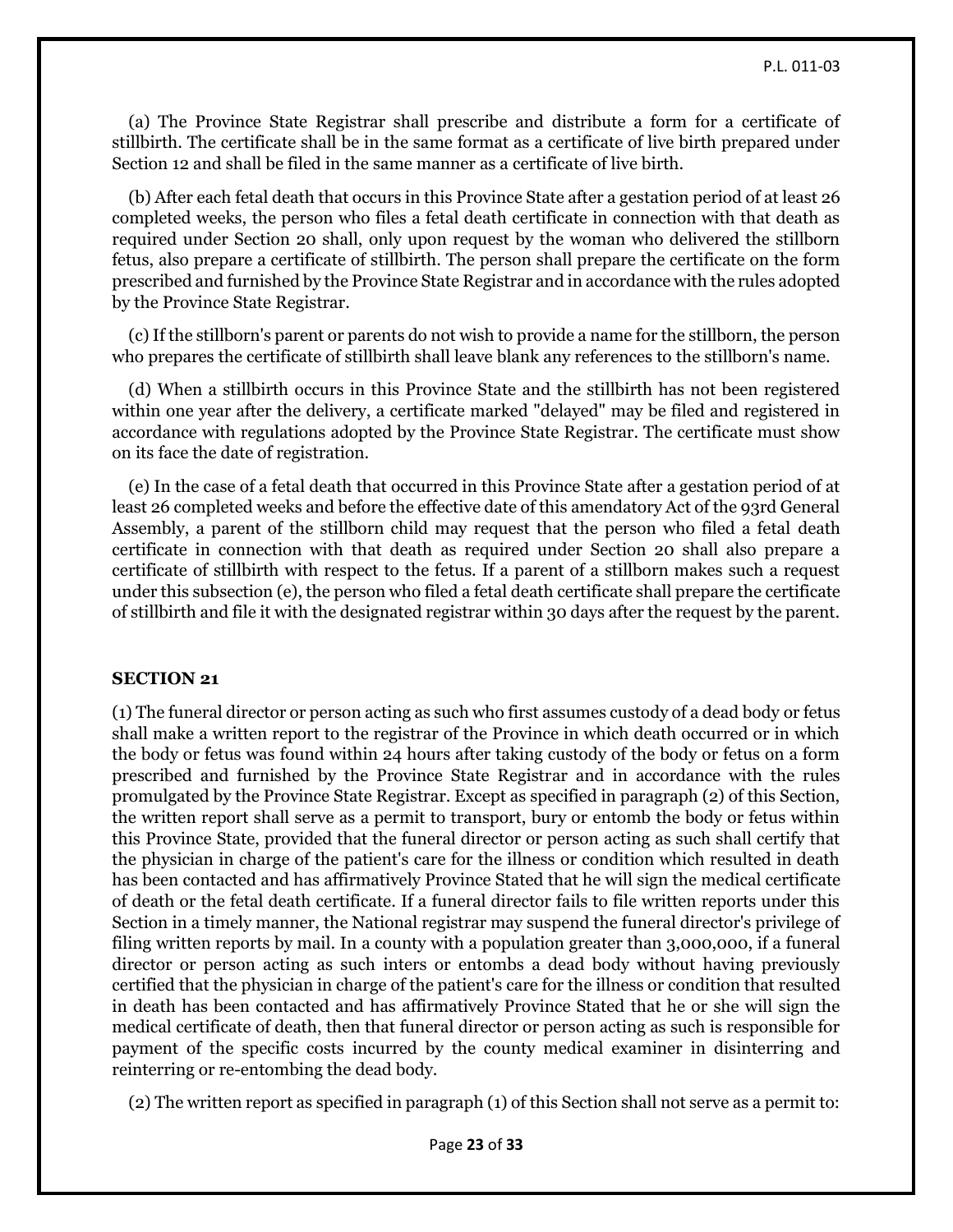(a) The Province State Registrar shall prescribe and distribute a form for a certificate of stillbirth. The certificate shall be in the same format as a certificate of live birth prepared under Section 12 and shall be filed in the same manner as a certificate of live birth.

(b) After each fetal death that occurs in this Province State after a gestation period of at least 26 completed weeks, the person who files a fetal death certificate in connection with that death as required under Section 20 shall, only upon request by the woman who delivered the stillborn fetus, also prepare a certificate of stillbirth. The person shall prepare the certificate on the form prescribed and furnished by the Province State Registrar and in accordance with the rules adopted by the Province State Registrar.

(c) If the stillborn's parent or parents do not wish to provide a name for the stillborn, the person who prepares the certificate of stillbirth shall leave blank any references to the stillborn's name.

(d) When a stillbirth occurs in this Province State and the stillbirth has not been registered within one year after the delivery, a certificate marked "delayed" may be filed and registered in accordance with regulations adopted by the Province State Registrar. The certificate must show on its face the date of registration.

(e) In the case of a fetal death that occurred in this Province State after a gestation period of at least 26 completed weeks and before the effective date of this amendatory Act of the 93rd General Assembly, a parent of the stillborn child may request that the person who filed a fetal death certificate in connection with that death as required under Section 20 shall also prepare a certificate of stillbirth with respect to the fetus. If a parent of a stillborn makes such a request under this subsection (e), the person who filed a fetal death certificate shall prepare the certificate of stillbirth and file it with the designated registrar within 30 days after the request by the parent.

**SECTION 21**

(1) The funeral director or person acting as such who first assumes custody of a dead body or fetus shall make a written report to the registrar of the Province in which death occurred or in which the body or fetus was found within 24 hours after taking custody of the body or fetus on a form prescribed and furnished by the Province State Registrar and in accordance with the rules promulgated by the Province State Registrar. Except as specified in paragraph (2) of this Section, the written report shall serve as a permit to transport, bury or entomb the body or fetus within this Province State, provided that the funeral director or person acting as such shall certify that the physician in charge of the patient's care for the illness or condition which resulted in death has been contacted and has affirmatively Province Stated that he will sign the medical certificate of death or the fetal death certificate. If a funeral director fails to file written reports under this Section in a timely manner, the National registrar may suspend the funeral director's privilege of filing written reports by mail. In a county with a population greater than 3,000,000, if a funeral director or person acting as such inters or entombs a dead body without having previously certified that the physician in charge of the patient's care for the illness or condition that resulted in death has been contacted and has affirmatively Province Stated that he or she will sign the medical certificate of death, then that funeral director or person acting as such is responsible for payment of the specific costs incurred by the county medical examiner in disinterring and reinterring or re-entombing the dead body.

(2) The written report as specified in paragraph (1) of this Section shall not serve as a permit to: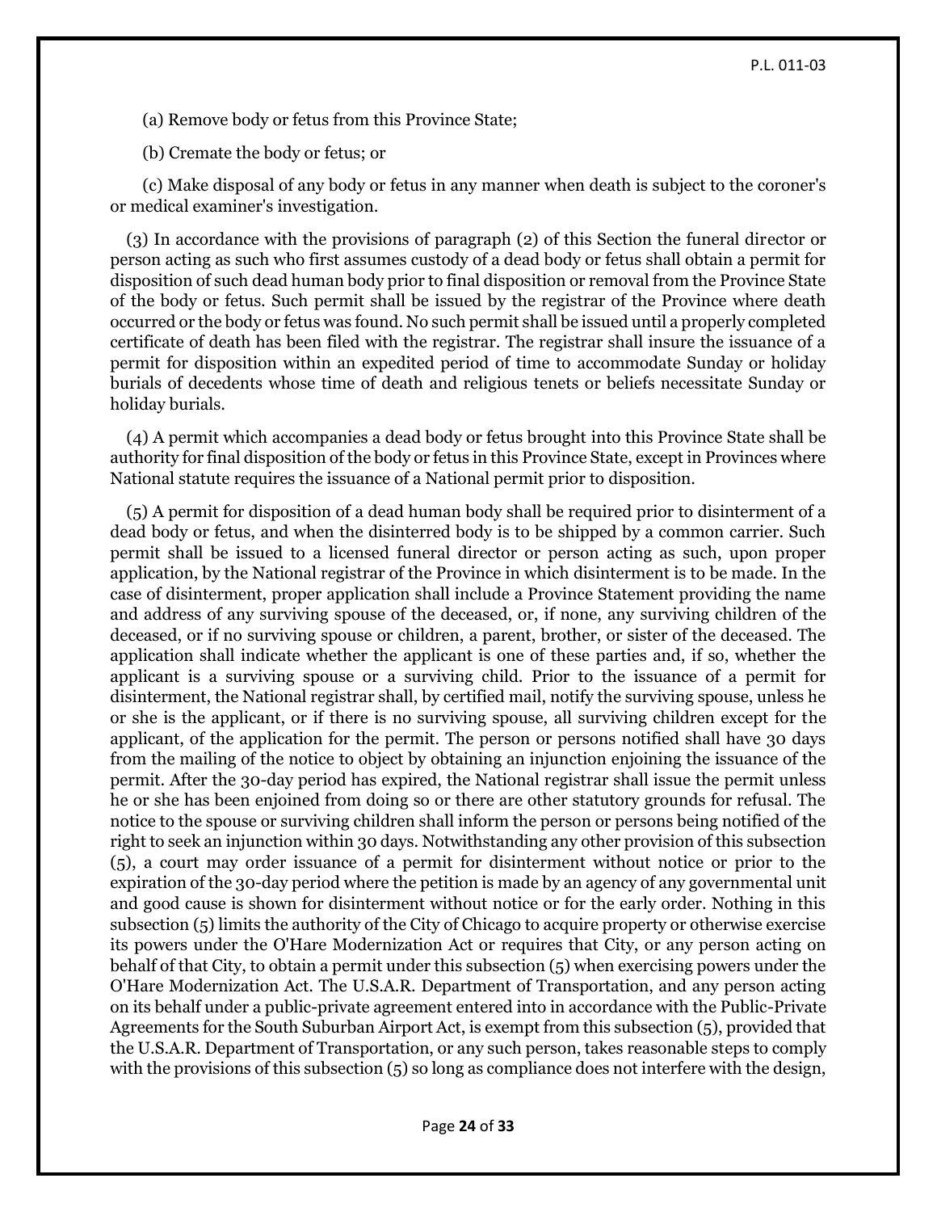(a) Remove body or fetus from this Province State;

(b) Cremate the body or fetus; or

(c) Make disposal of any body or fetus in any manner when death is subject to the coroner's or medical examiner's investigation.

(3) In accordance with the provisions of paragraph (2) of this Section the funeral director or person acting as such who first assumes custody of a dead body or fetus shall obtain a permit for disposition of such dead human body prior to final disposition or removal from the Province State of the body or fetus. Such permit shall be issued by the registrar of the Province where death occurred or the body or fetus was found. No such permit shall be issued until a properly completed certificate of death has been filed with the registrar. The registrar shall insure the issuance of a permit for disposition within an expedited period of time to accommodate Sunday or holiday burials of decedents whose time of death and religious tenets or beliefs necessitate Sunday or holiday burials.

(4) A permit which accompanies a dead body or fetus brought into this Province State shall be authority for final disposition of the body or fetus in this Province State, except in Provinces where National statute requires the issuance of a National permit prior to disposition.

(5) A permit for disposition of a dead human body shall be required prior to disinterment of a dead body or fetus, and when the disinterred body is to be shipped by a common carrier. Such permit shall be issued to a licensed funeral director or person acting as such, upon proper application, by the National registrar of the Province in which disinterment is to be made. In the case of disinterment, proper application shall include a Province Statement providing the name and address of any surviving spouse of the deceased, or, if none, any surviving children of the deceased, or if no surviving spouse or children, a parent, brother, or sister of the deceased. The application shall indicate whether the applicant is one of these parties and, if so, whether the applicant is a surviving spouse or a surviving child. Prior to the issuance of a permit for disinterment, the National registrar shall, by certified mail, notify the surviving spouse, unless he or she is the applicant, or if there is no surviving spouse, all surviving children except for the applicant, of the application for the permit. The person or persons notified shall have 30 days from the mailing of the notice to object by obtaining an injunction enjoining the issuance of the permit. After the 30-day period has expired, the National registrar shall issue the permit unless he or she has been enjoined from doing so or there are other statutory grounds for refusal. The notice to the spouse or surviving children shall inform the person or persons being notified of the right to seek an injunction within 30 days. Notwithstanding any other provision of this subsection (5), a court may order issuance of a permit for disinterment without notice or prior to the expiration of the 30-day period where the petition is made by an agency of any governmental unit and good cause is shown for disinterment without notice or for the early order. Nothing in this subsection (5) limits the authority of the City of Chicago to acquire property or otherwise exercise its powers under the O'Hare Modernization Act or requires that City, or any person acting on behalf of that City, to obtain a permit under this subsection (5) when exercising powers under the O'Hare Modernization Act. The U.S.A.R. Department of Transportation, and any person acting on its behalf under a public-private agreement entered into in accordance with the Public-Private Agreements for the South Suburban Airport Act, is exempt from this subsection (5), provided that the U.S.A.R. Department of Transportation, or any such person, takes reasonable steps to comply with the provisions of this subsection (5) so long as compliance does not interfere with the design,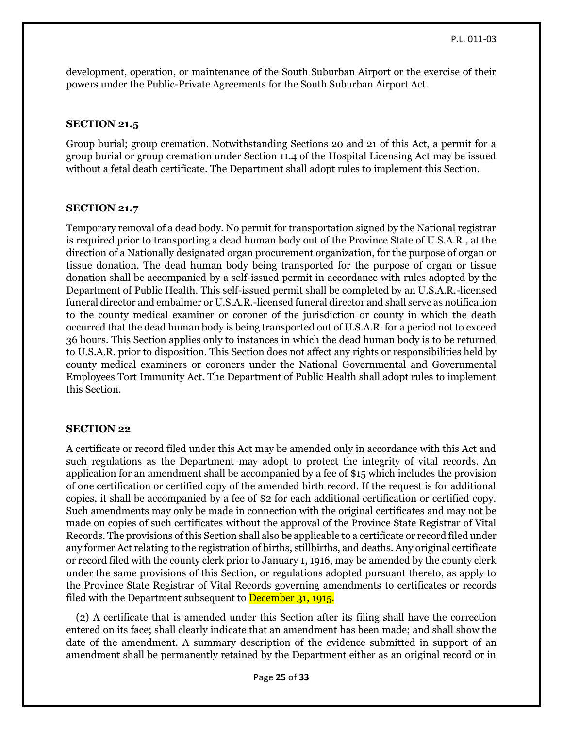development, operation, or maintenance of the South Suburban Airport or the exercise of their powers under the Public-Private Agreements for the South Suburban Airport Act.

### SECTION 21.5

Group burial; group cremation. Notwithstanding Sections 20 and 21 of this Act, a permit for a group burial or group cremation under Section 11.4 of the Hospital Licensing Act may be issued without a fetal death certificate. The Department shall adopt rules to implement this Section.

### SECTION 21.7

Temporary removal of a dead body. No permit for transportation signed by the National registrar is required prior to transporting a dead human body out of the Province State of U.S.A.R., at the direction of a Nationally designated organ procurement organization, for the purpose of organ or tissue donation. The dead human body being transported for the purpose of organ or tissue donation shall be accompanied by a self-issued permit in accordance with rules adopted by the Department of Public Health. This self-issued permit shall be completed by an U.S.A.R.-licensed funeral director and embalmer or U.S.A.R.-licensed funeral director and shall serve as notification to the county medical examiner or coroner of the jurisdiction or county in which the death occurred that the dead human body is being transported out of U.S.A.R. for a period not to exceed 36 hours. This Section applies only to instances in which the dead human body is to be returned to U.S.A.R. prior to disposition. This Section does not affect any rights or responsibilities held by county medical examiners or coroners under the National Governmental and Governmental Employees Tort Immunity Act. The Department of Public Health shall adopt rules to implement this Section.

### SECTION 22

A certificate or record filed under this Act may be amended only in accordance with this Act and such regulations as the Department may adopt to protect the integrity of vital records. An application for an amendment shall be accompanied by a fee of $15 which includes the provision of one certification or certified copy of the amended birth record. If the request is for additional copies, it shall be accompanied by a fee of $2 for each additional certification or certified copy. Such amendments may only be made in connection with the original certificates and may not be made on copies of such certificates without the approval of the Province State Registrar of Vital Records. The provisions of this Section shall also be applicable to a certificate or record filed under any former Act relating to the registration of births, stillbirths, and deaths. Any original certificate or record filed with the county clerk prior to January 1, 1916, may be amended by the county clerk under the same provisions of this Section, or regulations adopted pursuant thereto, as apply to the Province State Registrar of Vital Records governing amendments to certificates or records filed with the Department subsequent to December 31, 1915.

(2) A certificate that is amended under this Section after its filing shall have the correction entered on its face; shall clearly indicate that an amendment has been made; and shall show the date of the amendment. A summary description of the evidence submitted in support of an amendment shall be permanently retained by the Department either as an original record or in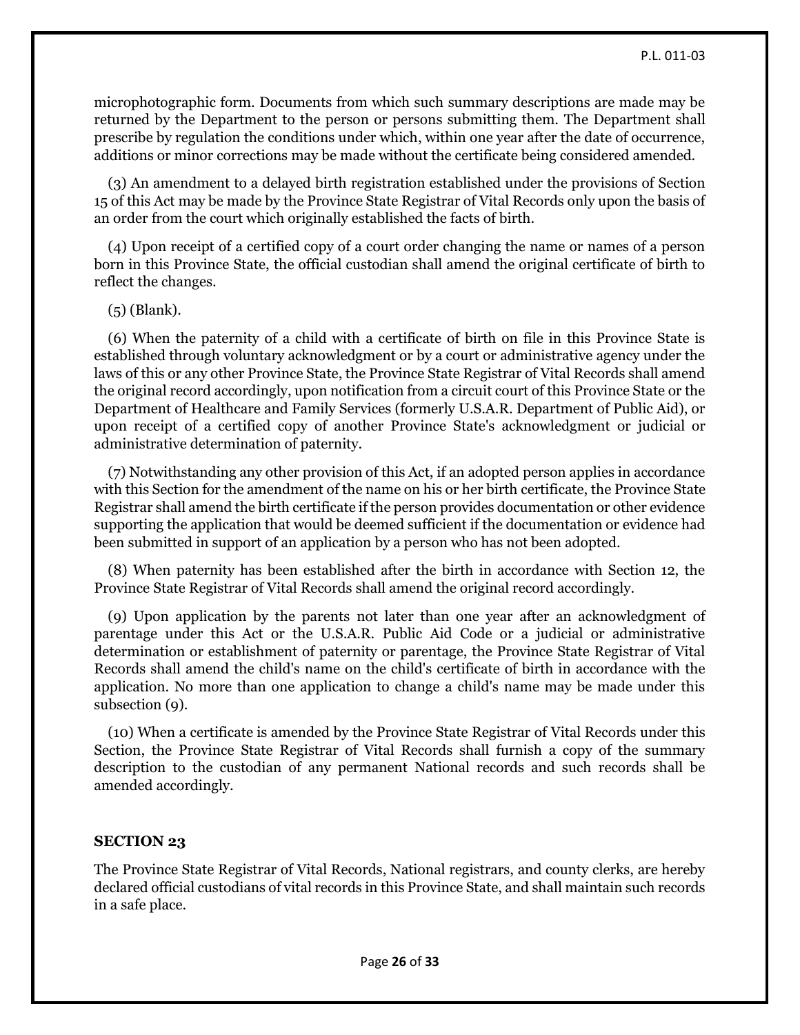microphotographic form. Documents from which such summary descriptions are made may be returned by the Department to the person or persons submitting them. The Department shall prescribe by regulation the conditions under which, within one year after the date of occurrence, additions or minor corrections may be made without the certificate being considered amended.

(3) An amendment to a delayed birth registration established under the provisions of Section 15 of this Act may be made by the Province State Registrar of Vital Records only upon the basis of an order from the court which originally established the facts of birth.

(4) Upon receipt of a certified copy of a court order changing the name or names of a person born in this Province State, the official custodian shall amend the original certificate of birth to reflect the changes.

(5) (Blank).

(6) When the paternity of a child with a certificate of birth on file in this Province State is established through voluntary acknowledgment or by a court or administrative agency under the laws of this or any other Province State, the Province State Registrar of Vital Records shall amend the original record accordingly, upon notification from a circuit court of this Province State or the Department of Healthcare and Family Services (formerly U.S.A.R. Department of Public Aid), or upon receipt of a certified copy of another Province State's acknowledgment or judicial or administrative determination of paternity.

(7) Notwithstanding any other provision of this Act, if an adopted person applies in accordance with this Section for the amendment of the name on his or her birth certificate, the Province State Registrar shall amend the birth certificate if the person provides documentation or other evidence supporting the application that would be deemed sufficient if the documentation or evidence had been submitted in support of an application by a person who has not been adopted.

(8) When paternity has been established after the birth in accordance with Section 12, the Province State Registrar of Vital Records shall amend the original record accordingly.

(9) Upon application by the parents not later than one year after an acknowledgment of parentage under this Act or the U.S.A.R. Public Aid Code or a judicial or administrative determination or establishment of paternity or parentage, the Province State Registrar of Vital Records shall amend the child's name on the child's certificate of birth in accordance with the application. No more than one application to change a child's name may be made under this subsection (9).

(10) When a certificate is amended by the Province State Registrar of Vital Records under this Section, the Province State Registrar of Vital Records shall furnish a copy of the summary description to the custodian of any permanent National records and such records shall be amended accordingly.

**SECTION 23**

The Province State Registrar of Vital Records, National registrars, and county clerks, are hereby declared official custodians of vital records in this Province State, and shall maintain such records in a safe place.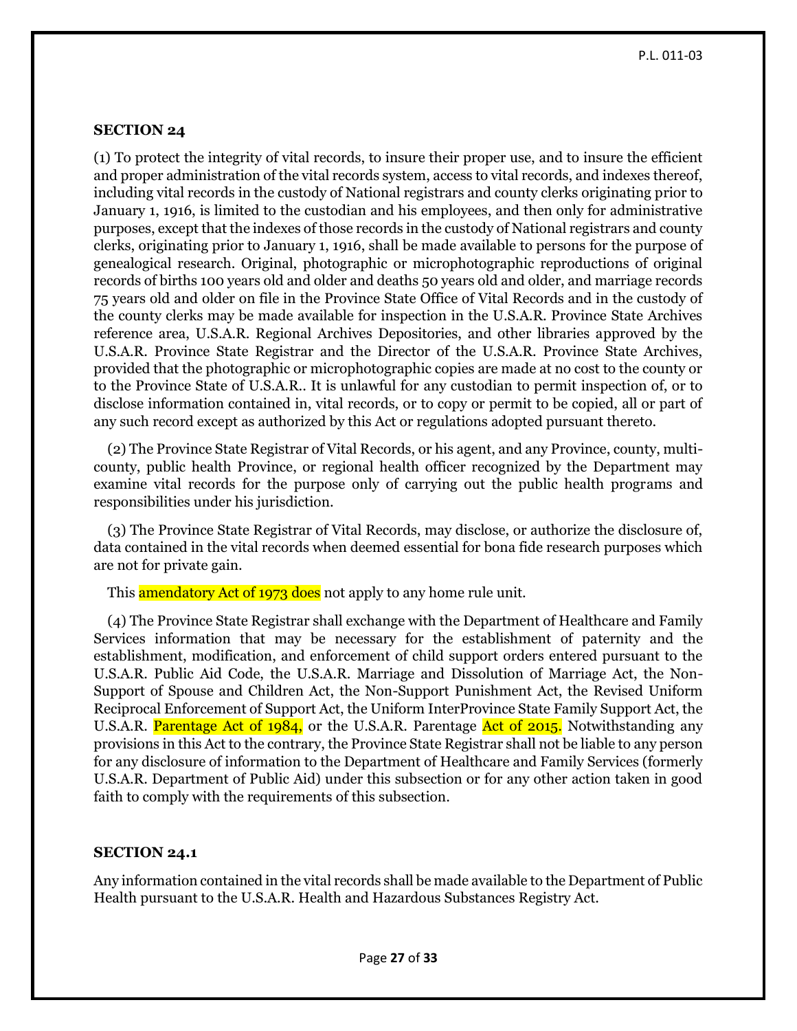**SECTION 24**

(1) To protect the integrity of vital records, to insure their proper use, and to insure the efficient and proper administration of the vital records system, access to vital records, and indexes thereof, including vital records in the custody of National registrars and county clerks originating prior to January 1, 1916, is limited to the custodian and his employees, and then only for administrative purposes, except that the indexes of those records in the custody of National registrars and county clerks, originating prior to January 1, 1916, shall be made available to persons for the purpose of genealogical research. Original, photographic or microphotographic reproductions of original records of births 100 years old and older and deaths 50 years old and older, and marriage records 75 years old and older on file in the Province State Office of Vital Records and in the custody of the county clerks may be made available for inspection in the U.S.A.R. Province State Archives reference area, U.S.A.R. Regional Archives Depositories, and other libraries approved by the U.S.A.R. Province State Registrar and the Director of the U.S.A.R. Province State Archives, provided that the photographic or microphotographic copies are made at no cost to the county or to the Province State of U.S.A.R.. It is unlawful for any custodian to permit inspection of, or to disclose information contained in, vital records, or to copy or permit to be copied, all or part of any such record except as authorized by this Act or regulations adopted pursuant thereto.

(2) The Province State Registrar of Vital Records, or his agent, and any Province, county, multi-county, public health Province, or regional health officer recognized by the Department may examine vital records for the purpose only of carrying out the public health programs and responsibilities under his jurisdiction.

(3) The Province State Registrar of Vital Records, may disclose, or authorize the disclosure of, data contained in the vital records when deemed essential for bona fide research purposes which are not for private gain.

This amendatory Act of 1973 does not apply to any home rule unit.

(4) The Province State Registrar shall exchange with the Department of Healthcare and Family Services information that may be necessary for the establishment of paternity and the establishment, modification, and enforcement of child support orders entered pursuant to the U.S.A.R. Public Aid Code, the U.S.A.R. Marriage and Dissolution of Marriage Act, the Non-Support of Spouse and Children Act, the Non-Support Punishment Act, the Revised Uniform Reciprocal Enforcement of Support Act, the Uniform InterProvince State Family Support Act, the U.S.A.R. Parentage Act of 1984, or the U.S.A.R. Parentage Act of 2015. Notwithstanding any provisions in this Act to the contrary, the Province State Registrar shall not be liable to any person for any disclosure of information to the Department of Healthcare and Family Services (formerly U.S.A.R. Department of Public Aid) under this subsection or for any other action taken in good faith to comply with the requirements of this subsection.

**SECTION 24.1**

Any information contained in the vital records shall be made available to the Department of Public Health pursuant to the U.S.A.R. Health and Hazardous Substances Registry Act.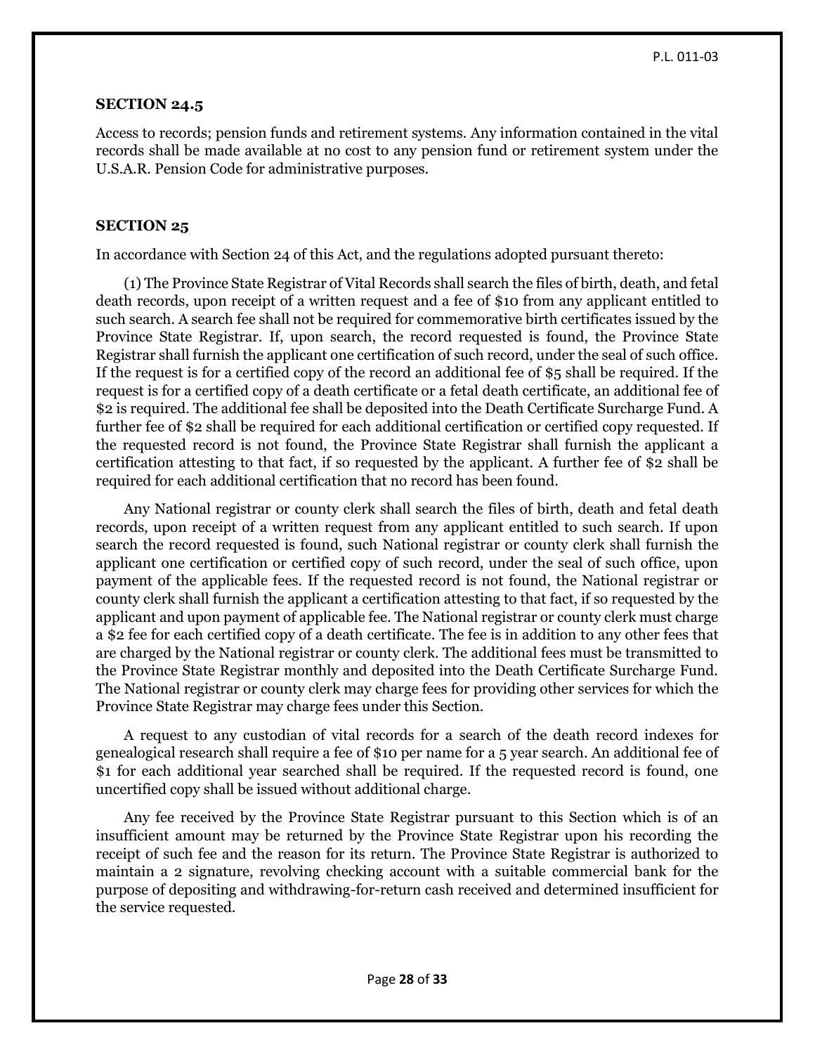**SECTION 24.5**

Access to records; pension funds and retirement systems. Any information contained in the vital records shall be made available at no cost to any pension fund or retirement system under the U.S.A.R. Pension Code for administrative purposes.

**SECTION 25**

In accordance with Section 24 of this Act, and the regulations adopted pursuant thereto:

(1) The Province State Registrar of Vital Records shall search the files of birth, death, and fetal death records, upon receipt of a written request and a fee of $10 from any applicant entitled to such search. A search fee shall not be required for commemorative birth certificates issued by the Province State Registrar. If, upon search, the record requested is found, the Province State Registrar shall furnish the applicant one certification of such record, under the seal of such office. If the request is for a certified copy of the record an additional fee of $5 shall be required. If the request is for a certified copy of a death certificate or a fetal death certificate, an additional fee of $2 is required. The additional fee shall be deposited into the Death Certificate Surcharge Fund. A further fee of $2 shall be required for each additional certification or certified copy requested. If the requested record is not found, the Province State Registrar shall furnish the applicant a certification attesting to that fact, if so requested by the applicant. A further fee of $2 shall be required for each additional certification that no record has been found.

Any National registrar or county clerk shall search the files of birth, death and fetal death records, upon receipt of a written request from any applicant entitled to such search. If upon search the record requested is found, such National registrar or county clerk shall furnish the applicant one certification or certified copy of such record, under the seal of such office, upon payment of the applicable fees. If the requested record is not found, the National registrar or county clerk shall furnish the applicant a certification attesting to that fact, if so requested by the applicant and upon payment of applicable fee. The National registrar or county clerk must charge a $2 fee for each certified copy of a death certificate. The fee is in addition to any other fees that are charged by the National registrar or county clerk. The additional fees must be transmitted to the Province State Registrar monthly and deposited into the Death Certificate Surcharge Fund. The National registrar or county clerk may charge fees for providing other services for which the Province State Registrar may charge fees under this Section.

A request to any custodian of vital records for a search of the death record indexes for genealogical research shall require a fee of $10 per name for a 5 year search. An additional fee of $1 for each additional year searched shall be required. If the requested record is found, one uncertified copy shall be issued without additional charge.

Any fee received by the Province State Registrar pursuant to this Section which is of an insufficient amount may be returned by the Province State Registrar upon his recording the receipt of such fee and the reason for its return. The Province State Registrar is authorized to maintain a 2 signature, revolving checking account with a suitable commercial bank for the purpose of depositing and withdrawing-for-return cash received and determined insufficient for the service requested.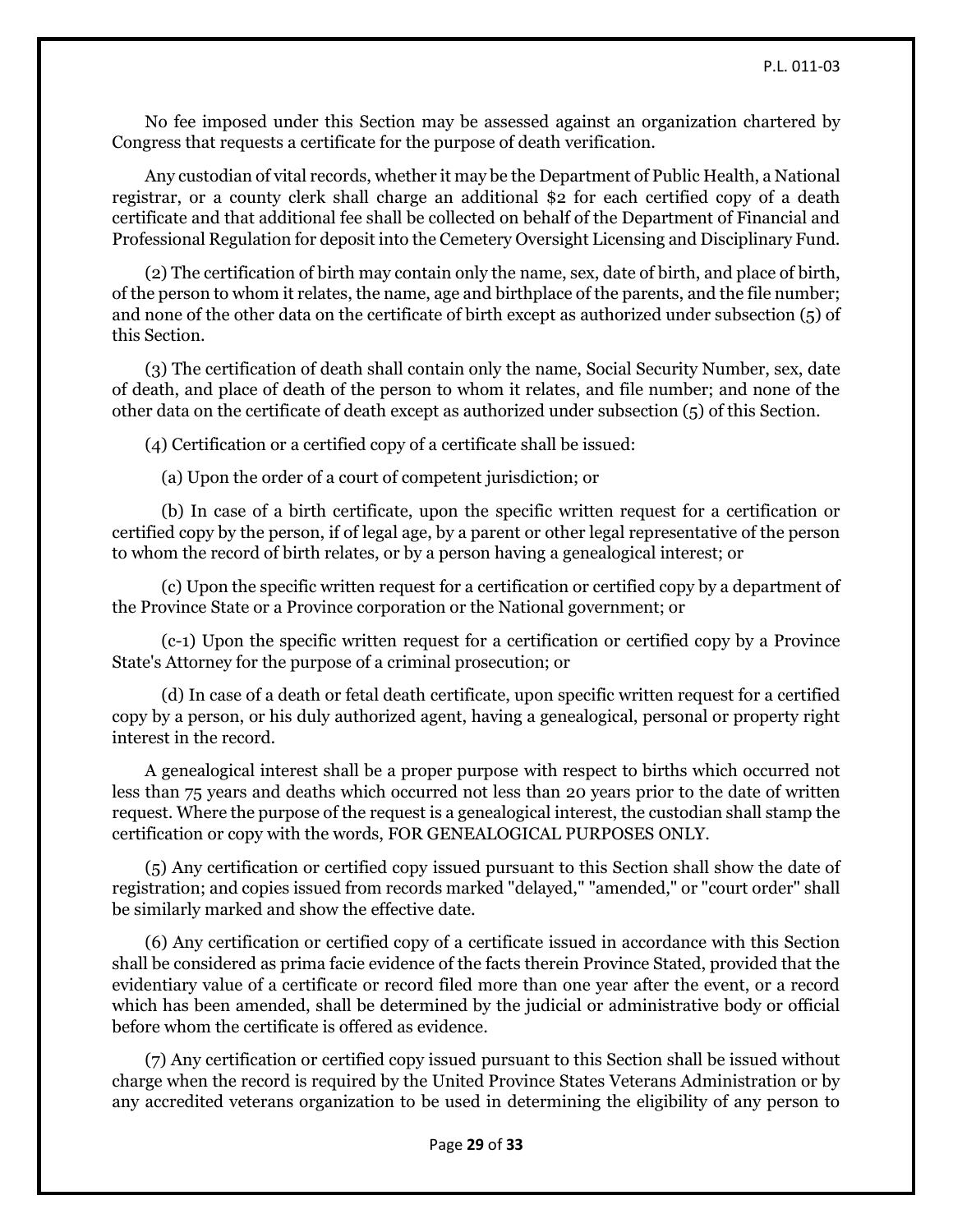No fee imposed under this Section may be assessed against an organization chartered by Congress that requests a certificate for the purpose of death verification.

Any custodian of vital records, whether it may be the Department of Public Health, a National registrar, or a county clerk shall charge an additional $2 for each certified copy of a death certificate and that additional fee shall be collected on behalf of the Department of Financial and Professional Regulation for deposit into the Cemetery Oversight Licensing and Disciplinary Fund.

(2) The certification of birth may contain only the name, sex, date of birth, and place of birth, of the person to whom it relates, the name, age and birthplace of the parents, and the file number; and none of the other data on the certificate of birth except as authorized under subsection (5) of this Section.

(3) The certification of death shall contain only the name, Social Security Number, sex, date of death, and place of death of the person to whom it relates, and file number; and none of the other data on the certificate of death except as authorized under subsection (5) of this Section.

(4) Certification or a certified copy of a certificate shall be issued:

(a) Upon the order of a court of competent jurisdiction; or

(b) In case of a birth certificate, upon the specific written request for a certification or certified copy by the person, if of legal age, by a parent or other legal representative of the person to whom the record of birth relates, or by a person having a genealogical interest; or

(c) Upon the specific written request for a certification or certified copy by a department of the Province State or a Province corporation or the National government; or

(c-1) Upon the specific written request for a certification or certified copy by a Province State's Attorney for the purpose of a criminal prosecution; or

(d) In case of a death or fetal death certificate, upon specific written request for a certified copy by a person, or his duly authorized agent, having a genealogical, personal or property right interest in the record.

A genealogical interest shall be a proper purpose with respect to births which occurred not less than 75 years and deaths which occurred not less than 20 years prior to the date of written request. Where the purpose of the request is a genealogical interest, the custodian shall stamp the certification or copy with the words, FOR GENEALOGICAL PURPOSES ONLY.

(5) Any certification or certified copy issued pursuant to this Section shall show the date of registration; and copies issued from records marked "delayed," "amended," or "court order" shall be similarly marked and show the effective date.

(6) Any certification or certified copy of a certificate issued in accordance with this Section shall be considered as prima facie evidence of the facts therein Province Stated, provided that the evidentiary value of a certificate or record filed more than one year after the event, or a record which has been amended, shall be determined by the judicial or administrative body or official before whom the certificate is offered as evidence.

(7) Any certification or certified copy issued pursuant to this Section shall be issued without charge when the record is required by the United Province States Veterans Administration or by any accredited veterans organization to be used in determining the eligibility of any person to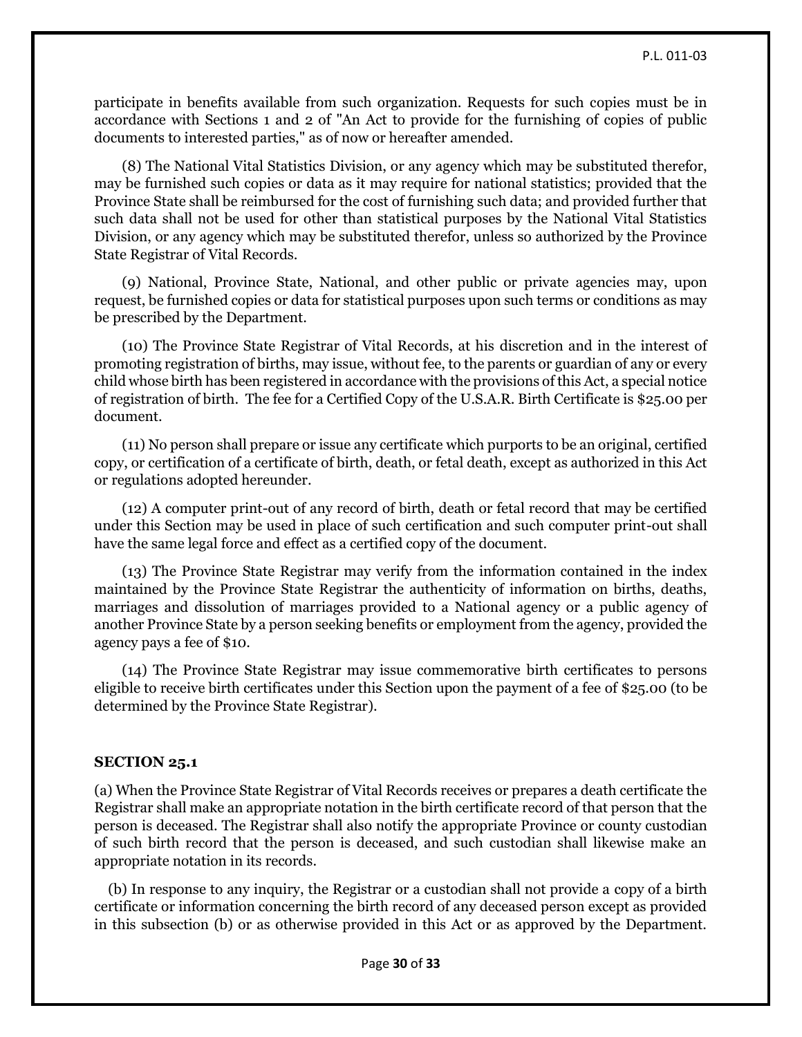participate in benefits available from such organization. Requests for such copies must be in accordance with Sections 1 and 2 of "An Act to provide for the furnishing of copies of public documents to interested parties," as of now or hereafter amended.

(8) The National Vital Statistics Division, or any agency which may be substituted therefor, may be furnished such copies or data as it may require for national statistics; provided that the Province State shall be reimbursed for the cost of furnishing such data; and provided further that such data shall not be used for other than statistical purposes by the National Vital Statistics Division, or any agency which may be substituted therefor, unless so authorized by the Province State Registrar of Vital Records.

(9) National, Province State, National, and other public or private agencies may, upon request, be furnished copies or data for statistical purposes upon such terms or conditions as may be prescribed by the Department.

(10) The Province State Registrar of Vital Records, at his discretion and in the interest of promoting registration of births, may issue, without fee, to the parents or guardian of any or every child whose birth has been registered in accordance with the provisions of this Act, a special notice of registration of birth. The fee for a Certified Copy of the U.S.A.R. Birth Certificate is $25.00 per document.

(11) No person shall prepare or issue any certificate which purports to be an original, certified copy, or certification of a certificate of birth, death, or fetal death, except as authorized in this Act or regulations adopted hereunder.

(12) A computer print-out of any record of birth, death or fetal record that may be certified under this Section may be used in place of such certification and such computer print-out shall have the same legal force and effect as a certified copy of the document.

(13) The Province State Registrar may verify from the information contained in the index maintained by the Province State Registrar the authenticity of information on births, deaths, marriages and dissolution of marriages provided to a National agency or a public agency of another Province State by a person seeking benefits or employment from the agency, provided the agency pays a fee of $10.

(14) The Province State Registrar may issue commemorative birth certificates to persons eligible to receive birth certificates under this Section upon the payment of a fee of $25.00 (to be determined by the Province State Registrar).

**SECTION 25.1**

(a) When the Province State Registrar of Vital Records receives or prepares a death certificate the Registrar shall make an appropriate notation in the birth certificate record of that person that the person is deceased. The Registrar shall also notify the appropriate Province or county custodian of such birth record that the person is deceased, and such custodian shall likewise make an appropriate notation in its records.

(b) In response to any inquiry, the Registrar or a custodian shall not provide a copy of a birth certificate or information concerning the birth record of any deceased person except as provided in this subsection (b) or as otherwise provided in this Act or as approved by the Department.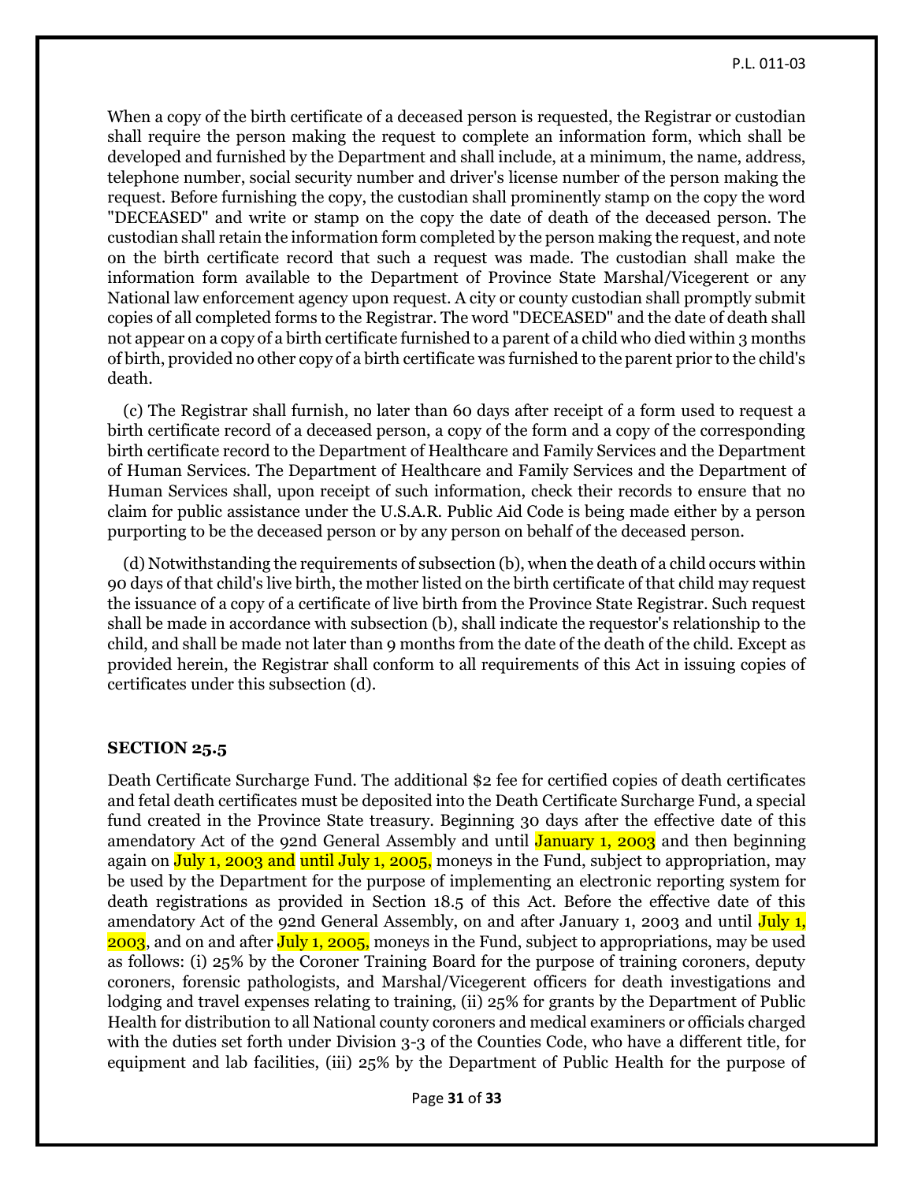When a copy of the birth certificate of a deceased person is requested, the Registrar or custodian shall require the person making the request to complete an information form, which shall be developed and furnished by the Department and shall include, at a minimum, the name, address, telephone number, social security number and driver's license number of the person making the request. Before furnishing the copy, the custodian shall prominently stamp on the copy the word "DECEASED" and write or stamp on the copy the date of death of the deceased person. The custodian shall retain the information form completed by the person making the request, and note on the birth certificate record that such a request was made. The custodian shall make the information form available to the Department of Province State Marshal/Vicegerent or any National law enforcement agency upon request. A city or county custodian shall promptly submit copies of all completed forms to the Registrar. The word "DECEASED" and the date of death shall not appear on a copy of a birth certificate furnished to a parent of a child who died within 3 months of birth, provided no other copy of a birth certificate was furnished to the parent prior to the child's death.

(c) The Registrar shall furnish, no later than 60 days after receipt of a form used to request a birth certificate record of a deceased person, a copy of the form and a copy of the corresponding birth certificate record to the Department of Healthcare and Family Services and the Department of Human Services. The Department of Healthcare and Family Services and the Department of Human Services shall, upon receipt of such information, check their records to ensure that no claim for public assistance under the U.S.A.R. Public Aid Code is being made either by a person purporting to be the deceased person or by any person on behalf of the deceased person.

(d) Notwithstanding the requirements of subsection (b), when the death of a child occurs within 90 days of that child's live birth, the mother listed on the birth certificate of that child may request the issuance of a copy of a certificate of live birth from the Province State Registrar. Such request shall be made in accordance with subsection (b), shall indicate the requestor's relationship to the child, and shall be made not later than 9 months from the date of the death of the child. Except as provided herein, the Registrar shall conform to all requirements of this Act in issuing copies of certificates under this subsection (d).

**SECTION 25.5**

Death Certificate Surcharge Fund. The additional $2 fee for certified copies of death certificates and fetal death certificates must be deposited into the Death Certificate Surcharge Fund, a special fund created in the Province State treasury. Beginning 30 days after the effective date of this amendatory Act of the 92nd General Assembly and until January 1, 2003 and then beginning again on July 1, 2003 and until July 1, 2005, moneys in the Fund, subject to appropriation, may be used by the Department for the purpose of implementing an electronic reporting system for death registrations as provided in Section 18.5 of this Act. Before the effective date of this amendatory Act of the 92nd General Assembly, on and after January 1, 2003 and until July 1, 2003, and on and after July 1, 2005, moneys in the Fund, subject to appropriations, may be used as follows: (i) 25% by the Coroner Training Board for the purpose of training coroners, deputy coroners, forensic pathologists, and Marshal/Vicegerent officers for death investigations and lodging and travel expenses relating to training, (ii) 25% for grants by the Department of Public Health for distribution to all National county coroners and medical examiners or officials charged with the duties set forth under Division 3-3 of the Counties Code, who have a different title, for equipment and lab facilities, (iii) 25% by the Department of Public Health for the purpose of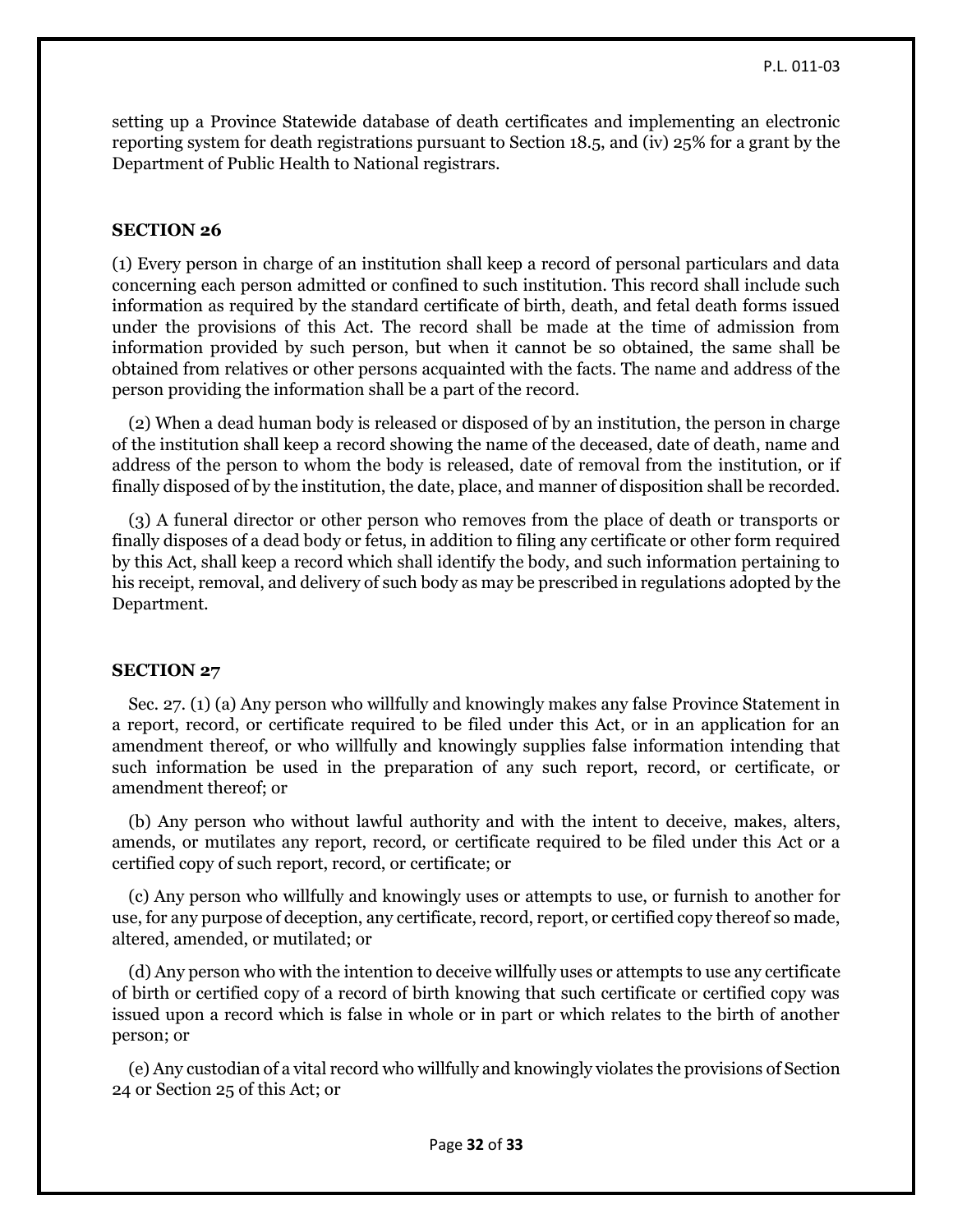setting up a Province Statewide database of death certificates and implementing an electronic reporting system for death registrations pursuant to Section 18.5, and (iv) 25% for a grant by the Department of Public Health to National registrars.

### SECTION 26

(1) Every person in charge of an institution shall keep a record of personal particulars and data concerning each person admitted or confined to such institution. This record shall include such information as required by the standard certificate of birth, death, and fetal death forms issued under the provisions of this Act. The record shall be made at the time of admission from information provided by such person, but when it cannot be so obtained, the same shall be obtained from relatives or other persons acquainted with the facts. The name and address of the person providing the information shall be a part of the record.

(2) When a dead human body is released or disposed of by an institution, the person in charge of the institution shall keep a record showing the name of the deceased, date of death, name and address of the person to whom the body is released, date of removal from the institution, or if finally disposed of by the institution, the date, place, and manner of disposition shall be recorded.

(3) A funeral director or other person who removes from the place of death or transports or finally disposes of a dead body or fetus, in addition to filing any certificate or other form required by this Act, shall keep a record which shall identify the body, and such information pertaining to his receipt, removal, and delivery of such body as may be prescribed in regulations adopted by the Department.

### SECTION 27

Sec. 27. (1) (a) Any person who willfully and knowingly makes any false Province Statement in a report, record, or certificate required to be filed under this Act, or in an application for an amendment thereof, or who willfully and knowingly supplies false information intending that such information be used in the preparation of any such report, record, or certificate, or amendment thereof; or

(b) Any person who without lawful authority and with the intent to deceive, makes, alters, amends, or mutilates any report, record, or certificate required to be filed under this Act or a certified copy of such report, record, or certificate; or

(c) Any person who willfully and knowingly uses or attempts to use, or furnish to another for use, for any purpose of deception, any certificate, record, report, or certified copy thereof so made, altered, amended, or mutilated; or

(d) Any person who with the intention to deceive willfully uses or attempts to use any certificate of birth or certified copy of a record of birth knowing that such certificate or certified copy was issued upon a record which is false in whole or in part or which relates to the birth of another person; or

(e) Any custodian of a vital record who willfully and knowingly violates the provisions of Section 24 or Section 25 of this Act; or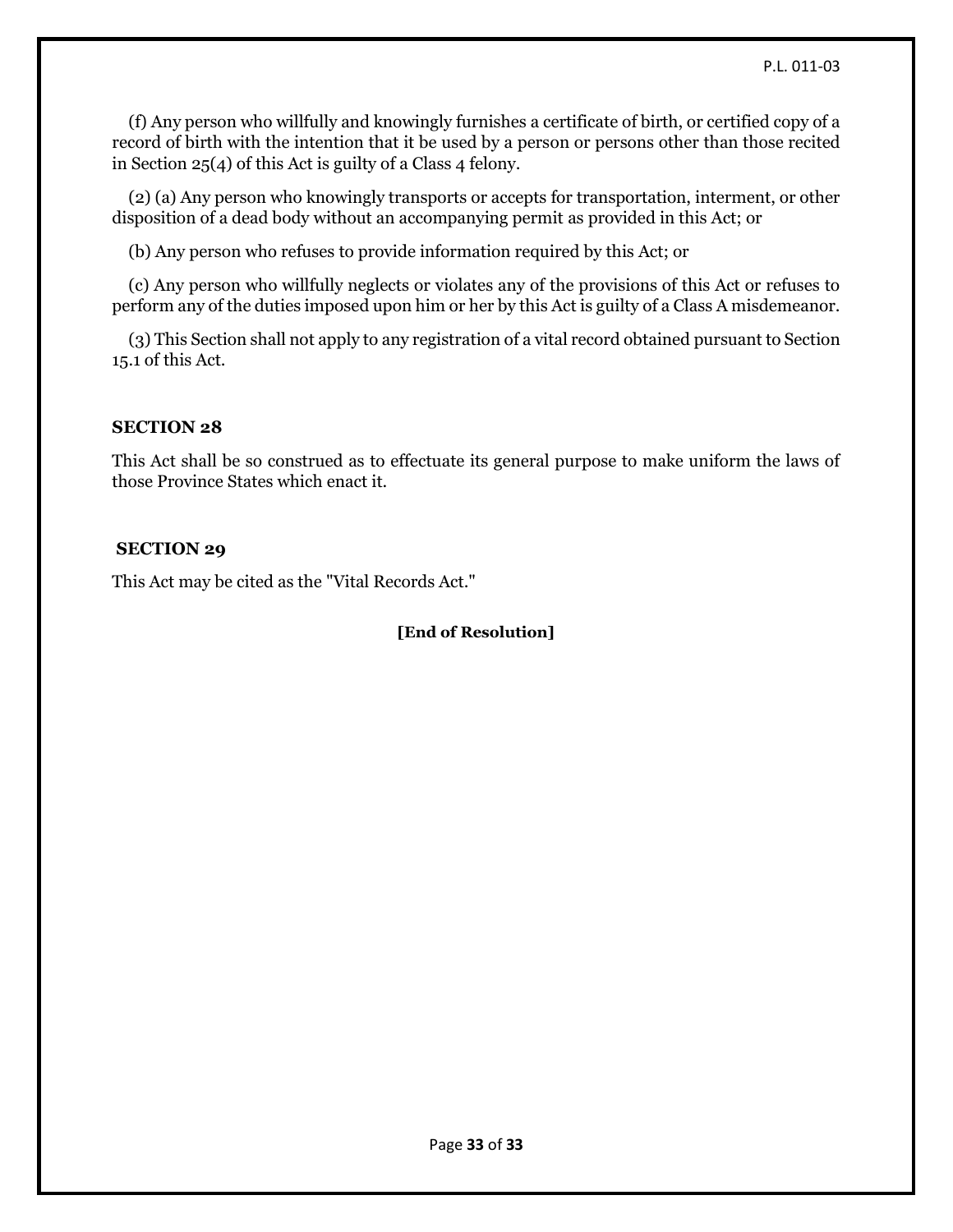(f) Any person who willfully and knowingly furnishes a certificate of birth, or certified copy of a record of birth with the intention that it be used by a person or persons other than those recited in Section 25(4) of this Act is guilty of a Class 4 felony.

(2) (a) Any person who knowingly transports or accepts for transportation, interment, or other disposition of a dead body without an accompanying permit as provided in this Act; or

(b) Any person who refuses to provide information required by this Act; or

(c) Any person who willfully neglects or violates any of the provisions of this Act or refuses to perform any of the duties imposed upon him or her by this Act is guilty of a Class A misdemeanor.

(3) This Section shall not apply to any registration of a vital record obtained pursuant to Section 15.1 of this Act.

**SECTION 28**

This Act shall be so construed as to effectuate its general purpose to make uniform the laws of those Province States which enact it.

**SECTION 29**

This Act may be cited as the "Vital Records Act."

**[End of Resolution]**